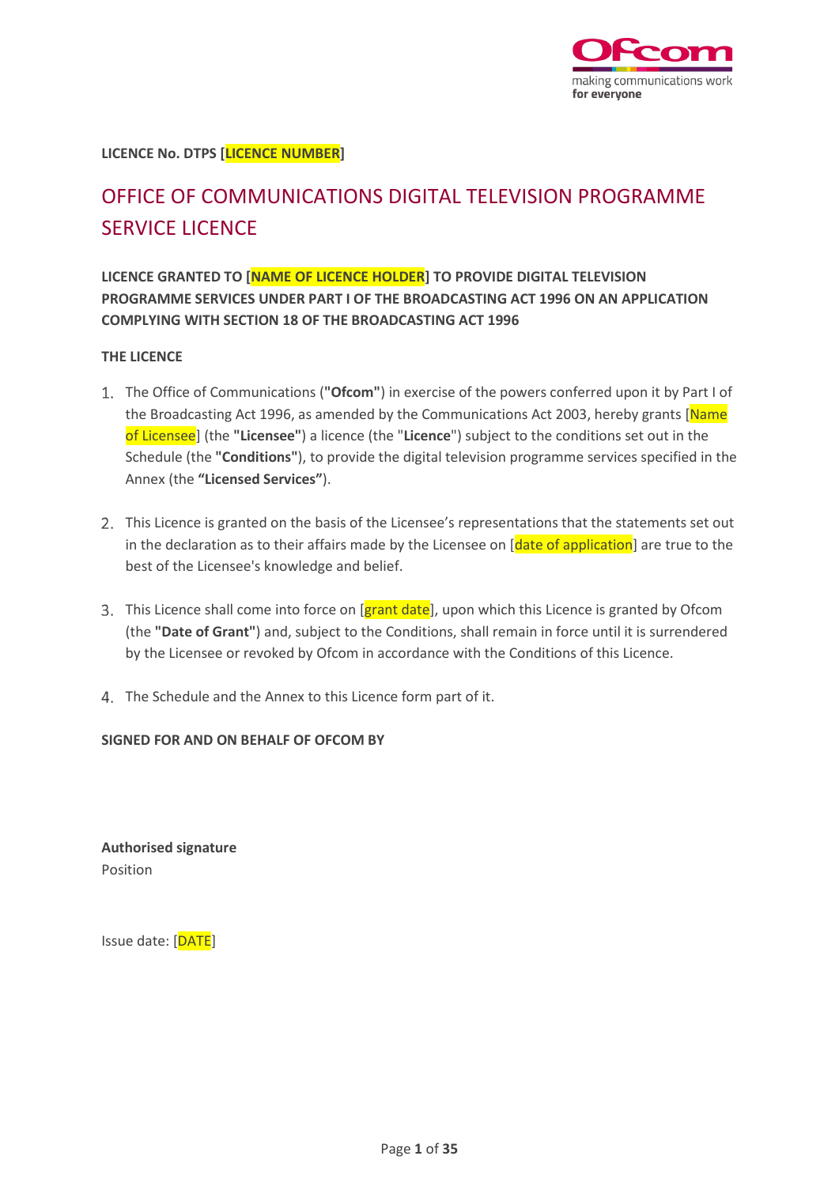**LICENCE No. DTPS [LICENCE NUMBER]**

# OFFICE OF COMMUNICATIONS DIGITAL TELEVISION PROGRAMME SERVICE LICENCE

**LICENCE GRANTED TO [NAME OF LICENCE HOLDER] TO PROVIDE DIGITAL TELEVISION PROGRAMME SERVICES UNDER PART I OF THE BROADCASTING ACT 1996 ON AN APPLICATION COMPLYING WITH SECTION 18 OF THE BROADCASTING ACT 1996**

**THE LICENCE**

1. The Office of Communications (**"Ofcom"**) in exercise of the powers conferred upon it by Part I of the Broadcasting Act 1996, as amended by the Communications Act 2003, hereby grants [Name of Licensee] (the **"Licensee"**) a licence (the "**Licence**") subject to the conditions set out in the Schedule (the **"Conditions"**), to provide the digital television programme services specified in the Annex (the **"Licensed Services"**).

2. This Licence is granted on the basis of the Licensee's representations that the statements set out in the declaration as to their affairs made by the Licensee on [date of application] are true to the best of the Licensee's knowledge and belief.

3. This Licence shall come into force on [grant date], upon which this Licence is granted by Ofcom (the **"Date of Grant"**) and, subject to the Conditions, shall remain in force until it is surrendered by the Licensee or revoked by Ofcom in accordance with the Conditions of this Licence.

4. The Schedule and the Annex to this Licence form part of it.

**SIGNED FOR AND ON BEHALF OF OFCOM BY**

**Authorised signature**
Position

Issue date: [DATE]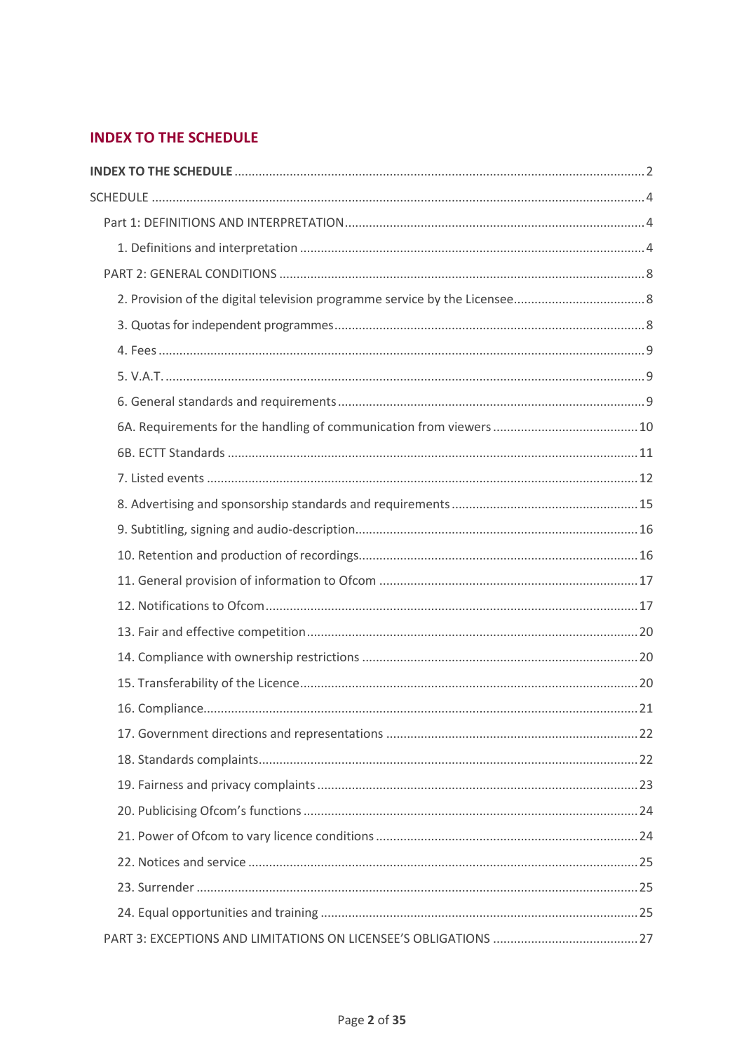## INDEX TO THE SCHEDULE

- **INDEX TO THE SCHEDULE** ..... 2
- SCHEDULE ..... 4
  - Part 1: DEFINITIONS AND INTERPRETATION ..... 4
    - 1. Definitions and interpretation ..... 4
  - PART 2: GENERAL CONDITIONS ..... 8
    - 2. Provision of the digital television programme service by the Licensee ..... 8
    - 3. Quotas for independent programmes ..... 8
    - 4. Fees ..... 9
    - 5. V.A.T. ..... 9
    - 6. General standards and requirements ..... 9
    - 6A. Requirements for the handling of communication from viewers ..... 10
    - 6B. ECTT Standards ..... 11
    - 7. Listed events ..... 12
    - 8. Advertising and sponsorship standards and requirements ..... 15
    - 9. Subtitling, signing and audio-description ..... 16
    - 10. Retention and production of recordings ..... 16
    - 11. General provision of information to Ofcom ..... 17
    - 12. Notifications to Ofcom ..... 17
    - 13. Fair and effective competition ..... 20
    - 14. Compliance with ownership restrictions ..... 20
    - 15. Transferability of the Licence ..... 20
    - 16. Compliance ..... 21
    - 17. Government directions and representations ..... 22
    - 18. Standards complaints ..... 22
    - 19. Fairness and privacy complaints ..... 23
    - 20. Publicising Ofcom's functions ..... 24
    - 21. Power of Ofcom to vary licence conditions ..... 24
    - 22. Notices and service ..... 25
    - 23. Surrender ..... 25
    - 24. Equal opportunities and training ..... 25
  - PART 3: EXCEPTIONS AND LIMITATIONS ON LICENSEE'S OBLIGATIONS ..... 27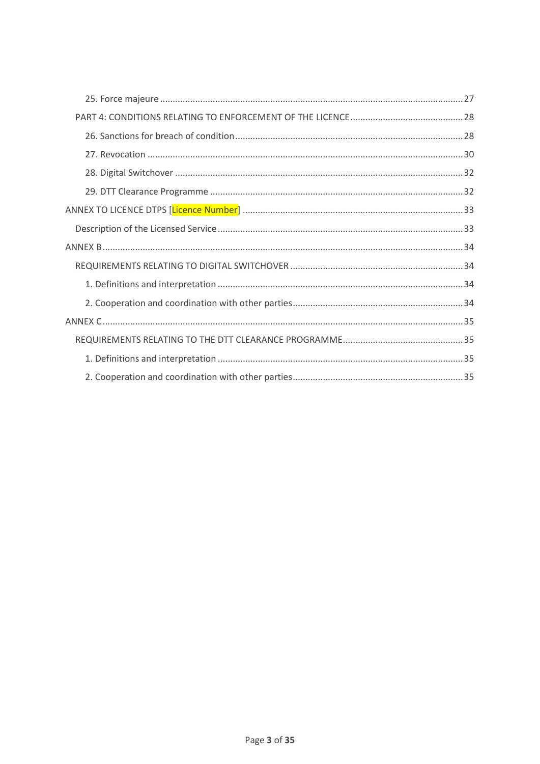25. Force majeure ....................................................................................................................... 27

PART 4: CONDITIONS RELATING TO ENFORCEMENT OF THE LICENCE ............................................. 28

26. Sanctions for breach of condition .......................................................................................... 28

27. Revocation ............................................................................................................................ 30

28. Digital Switchover .................................................................................................................. 32

29. DTT Clearance Programme .................................................................................................... 32

ANNEX TO LICENCE DTPS [Licence Number] ......................................................................................... 33

Description of the Licensed Service ................................................................................................. 33

ANNEX B ............................................................................................................................................... 34

REQUIREMENTS RELATING TO DIGITAL SWITCHOVER ..................................................................... 34

1. Definitions and interpretation .................................................................................................. 34

2. Cooperation and coordination with other parties .................................................................... 34

ANNEX C ............................................................................................................................................... 35

REQUIREMENTS RELATING TO THE DTT CLEARANCE PROGRAMME ................................................ 35

1. Definitions and interpretation .................................................................................................. 35

2. Cooperation and coordination with other parties .................................................................... 35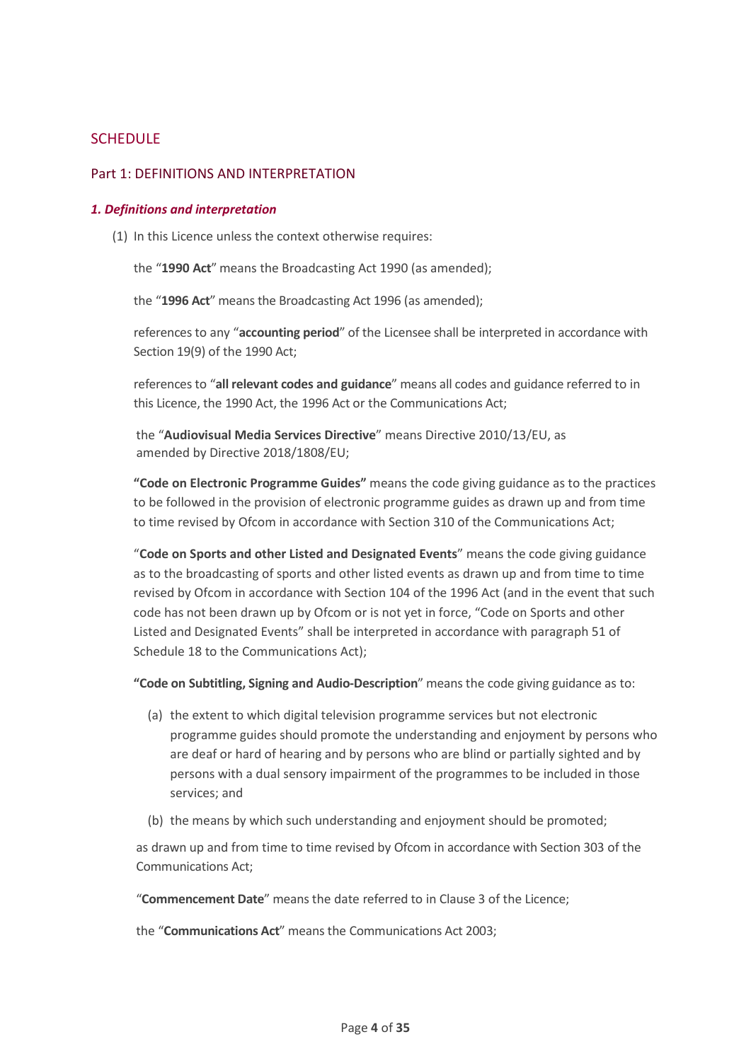## SCHEDULE

## Part 1: DEFINITIONS AND INTERPRETATION

### *1. Definitions and interpretation*

(1) In this Licence unless the context otherwise requires:

the "**1990 Act**" means the Broadcasting Act 1990 (as amended);

the "**1996 Act**" means the Broadcasting Act 1996 (as amended);

references to any "**accounting period**" of the Licensee shall be interpreted in accordance with Section 19(9) of the 1990 Act;

references to "**all relevant codes and guidance**" means all codes and guidance referred to in this Licence, the 1990 Act, the 1996 Act or the Communications Act;

the "**Audiovisual Media Services Directive**" means Directive 2010/13/EU, as amended by Directive 2018/1808/EU;

**"Code on Electronic Programme Guides"** means the code giving guidance as to the practices to be followed in the provision of electronic programme guides as drawn up and from time to time revised by Ofcom in accordance with Section 310 of the Communications Act;

"**Code on Sports and other Listed and Designated Events**" means the code giving guidance as to the broadcasting of sports and other listed events as drawn up and from time to time revised by Ofcom in accordance with Section 104 of the 1996 Act (and in the event that such code has not been drawn up by Ofcom or is not yet in force, "Code on Sports and other Listed and Designated Events" shall be interpreted in accordance with paragraph 51 of Schedule 18 to the Communications Act);

**"Code on Subtitling, Signing and Audio-Description**" means the code giving guidance as to:

(a) the extent to which digital television programme services but not electronic programme guides should promote the understanding and enjoyment by persons who are deaf or hard of hearing and by persons who are blind or partially sighted and by persons with a dual sensory impairment of the programmes to be included in those services; and

(b) the means by which such understanding and enjoyment should be promoted;

as drawn up and from time to time revised by Ofcom in accordance with Section 303 of the Communications Act;

"**Commencement Date**" means the date referred to in Clause 3 of the Licence;

the "**Communications Act**" means the Communications Act 2003;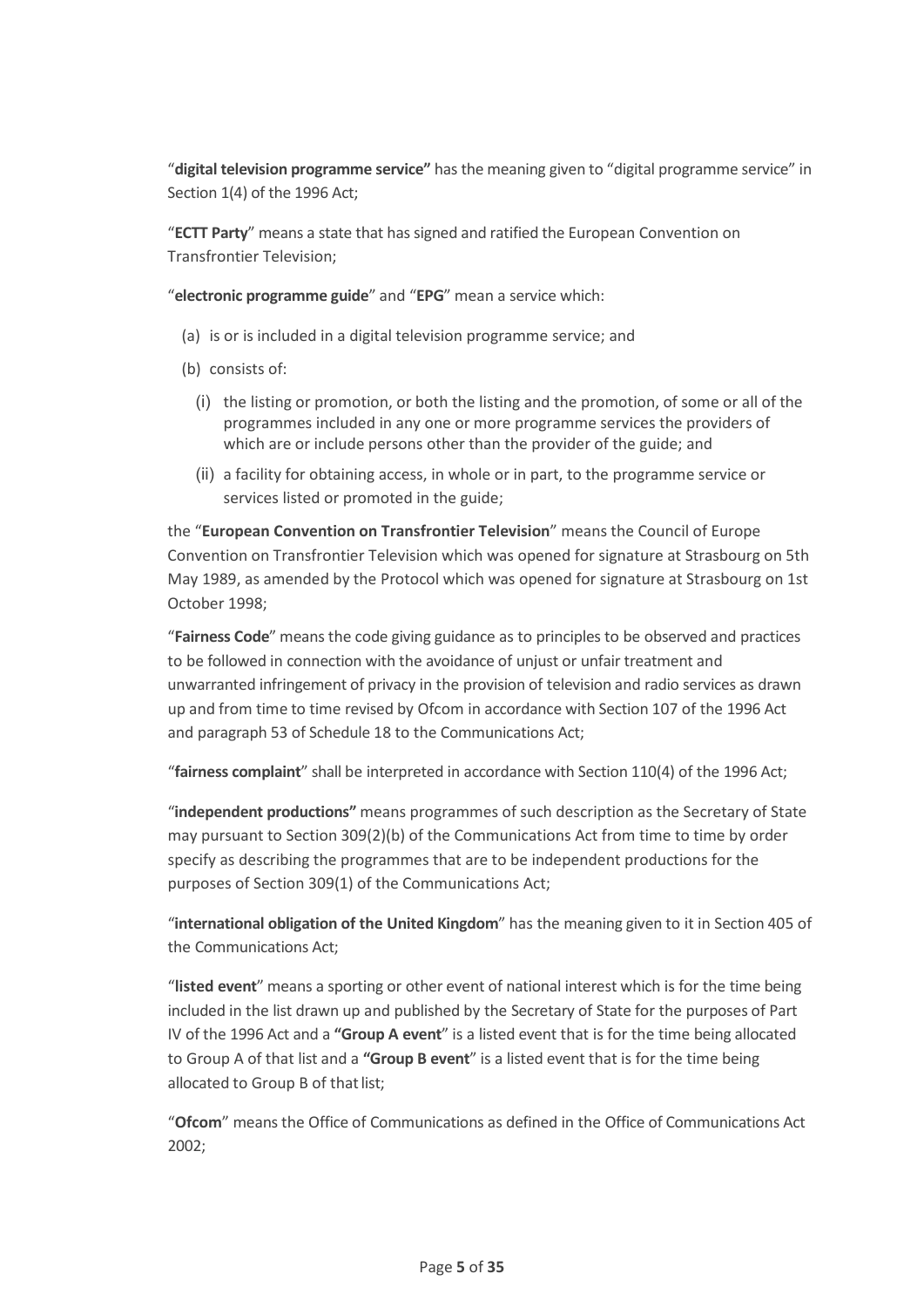"**digital television programme service**" has the meaning given to "digital programme service" in Section 1(4) of the 1996 Act;

"**ECTT Party**" means a state that has signed and ratified the European Convention on Transfrontier Television;

"**electronic programme guide**" and "**EPG**" mean a service which:

- (a) is or is included in a digital television programme service; and
- (b) consists of:
  - (i) the listing or promotion, or both the listing and the promotion, of some or all of the programmes included in any one or more programme services the providers of which are or include persons other than the provider of the guide; and
  - (ii) a facility for obtaining access, in whole or in part, to the programme service or services listed or promoted in the guide;

the "**European Convention on Transfrontier Television**" means the Council of Europe Convention on Transfrontier Television which was opened for signature at Strasbourg on 5th May 1989, as amended by the Protocol which was opened for signature at Strasbourg on 1st October 1998;

"**Fairness Code**" means the code giving guidance as to principles to be observed and practices to be followed in connection with the avoidance of unjust or unfair treatment and unwarranted infringement of privacy in the provision of television and radio services as drawn up and from time to time revised by Ofcom in accordance with Section 107 of the 1996 Act and paragraph 53 of Schedule 18 to the Communications Act;

"**fairness complaint**" shall be interpreted in accordance with Section 110(4) of the 1996 Act;

"**independent productions**" means programmes of such description as the Secretary of State may pursuant to Section 309(2)(b) of the Communications Act from time to time by order specify as describing the programmes that are to be independent productions for the purposes of Section 309(1) of the Communications Act;

"**international obligation of the United Kingdom**" has the meaning given to it in Section 405 of the Communications Act;

"**listed event**" means a sporting or other event of national interest which is for the time being included in the list drawn up and published by the Secretary of State for the purposes of Part IV of the 1996 Act and a **"Group A event**" is a listed event that is for the time being allocated to Group A of that list and a **"Group B event**" is a listed event that is for the time being allocated to Group B of that list;

"**Ofcom**" means the Office of Communications as defined in the Office of Communications Act 2002;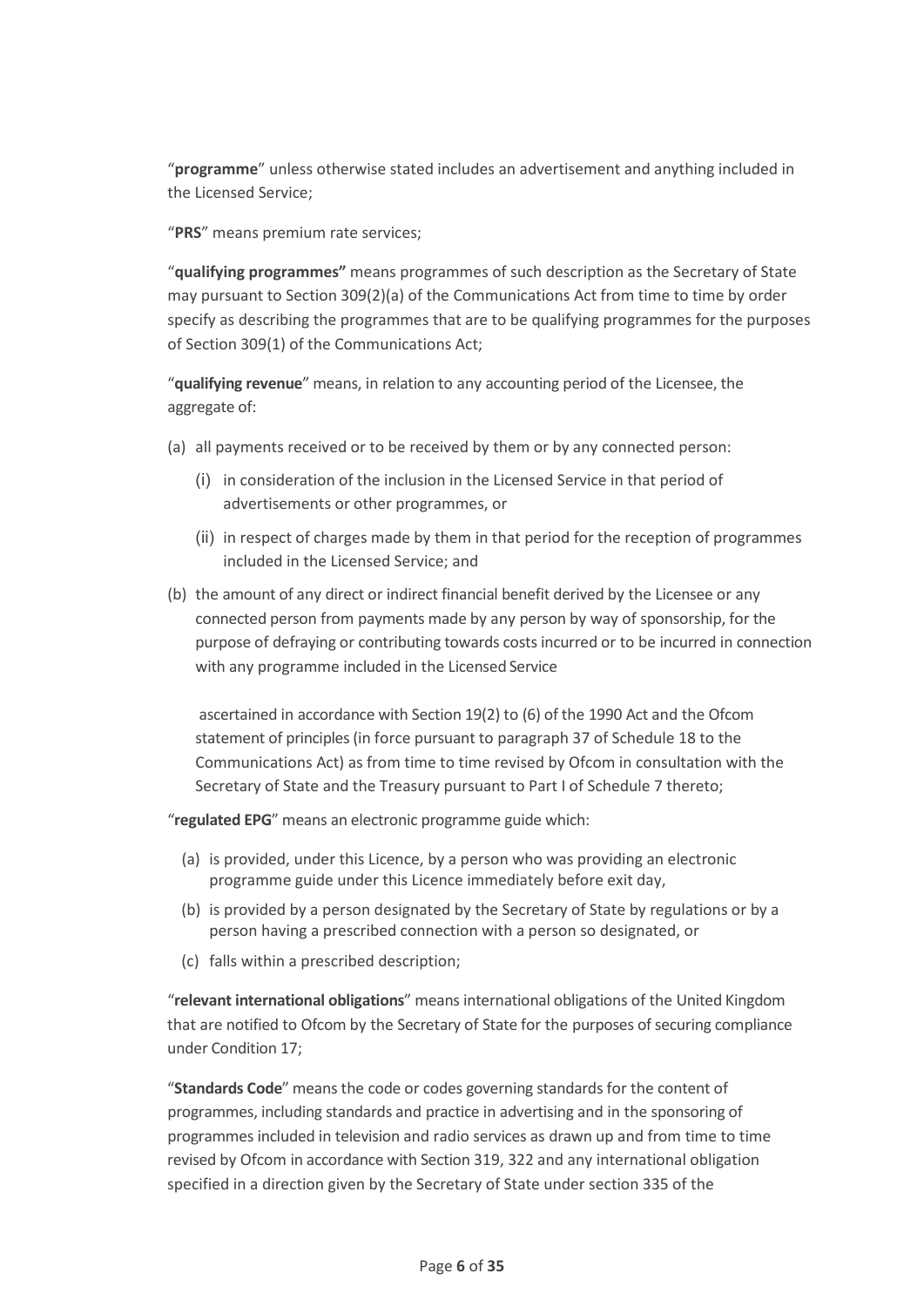"**programme**" unless otherwise stated includes an advertisement and anything included in the Licensed Service;

"**PRS**" means premium rate services;

"**qualifying programmes"** means programmes of such description as the Secretary of State may pursuant to Section 309(2)(a) of the Communications Act from time to time by order specify as describing the programmes that are to be qualifying programmes for the purposes of Section 309(1) of the Communications Act;

"**qualifying revenue**" means, in relation to any accounting period of the Licensee, the aggregate of:

(a) all payments received or to be received by them or by any connected person:

  (i) in consideration of the inclusion in the Licensed Service in that period of advertisements or other programmes, or

  (ii) in respect of charges made by them in that period for the reception of programmes included in the Licensed Service; and

(b) the amount of any direct or indirect financial benefit derived by the Licensee or any connected person from payments made by any person by way of sponsorship, for the purpose of defraying or contributing towards costs incurred or to be incurred in connection with any programme included in the Licensed Service

ascertained in accordance with Section 19(2) to (6) of the 1990 Act and the Ofcom statement of principles (in force pursuant to paragraph 37 of Schedule 18 to the Communications Act) as from time to time revised by Ofcom in consultation with the Secretary of State and the Treasury pursuant to Part I of Schedule 7 thereto;

"**regulated EPG**" means an electronic programme guide which:

(a) is provided, under this Licence, by a person who was providing an electronic programme guide under this Licence immediately before exit day,

(b) is provided by a person designated by the Secretary of State by regulations or by a person having a prescribed connection with a person so designated, or

(c) falls within a prescribed description;

"**relevant international obligations**" means international obligations of the United Kingdom that are notified to Ofcom by the Secretary of State for the purposes of securing compliance under Condition 17;

"**Standards Code**" means the code or codes governing standards for the content of programmes, including standards and practice in advertising and in the sponsoring of programmes included in television and radio services as drawn up and from time to time revised by Ofcom in accordance with Section 319, 322 and any international obligation specified in a direction given by the Secretary of State under section 335 of the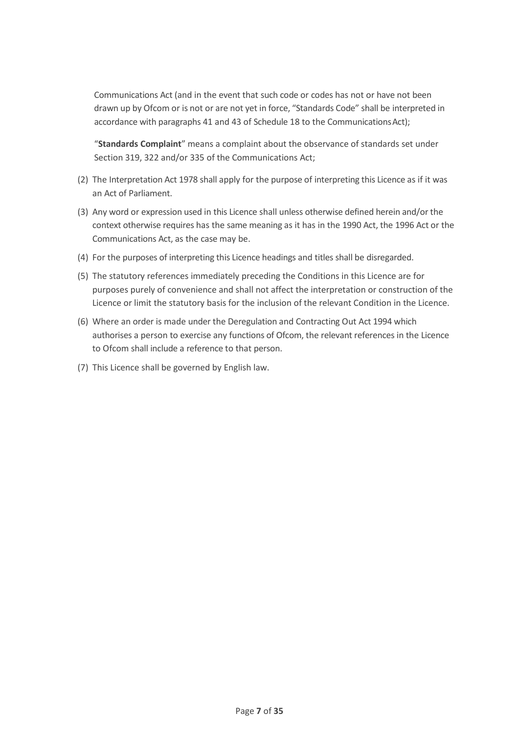Communications Act (and in the event that such code or codes has not or have not been drawn up by Ofcom or is not or are not yet in force, "Standards Code" shall be interpreted in accordance with paragraphs 41 and 43 of Schedule 18 to the Communications Act);

"**Standards Complaint**" means a complaint about the observance of standards set under Section 319, 322 and/or 335 of the Communications Act;

(2) The Interpretation Act 1978 shall apply for the purpose of interpreting this Licence as if it was an Act of Parliament.

(3) Any word or expression used in this Licence shall unless otherwise defined herein and/or the context otherwise requires has the same meaning as it has in the 1990 Act, the 1996 Act or the Communications Act, as the case may be.

(4) For the purposes of interpreting this Licence headings and titles shall be disregarded.

(5) The statutory references immediately preceding the Conditions in this Licence are for purposes purely of convenience and shall not affect the interpretation or construction of the Licence or limit the statutory basis for the inclusion of the relevant Condition in the Licence.

(6) Where an order is made under the Deregulation and Contracting Out Act 1994 which authorises a person to exercise any functions of Ofcom, the relevant references in the Licence to Ofcom shall include a reference to that person.

(7) This Licence shall be governed by English law.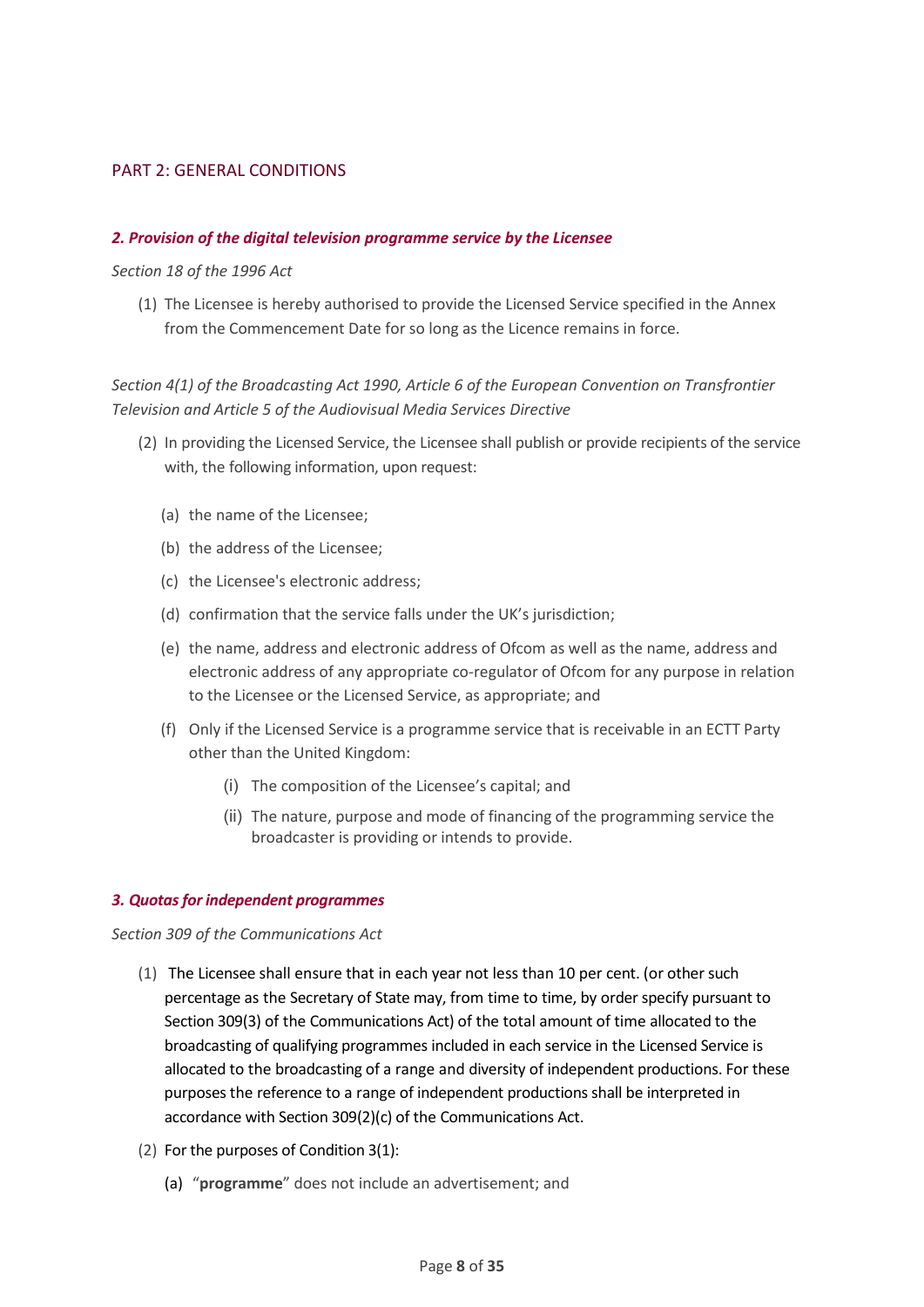## PART 2: GENERAL CONDITIONS

### *2. Provision of the digital television programme service by the Licensee*

*Section 18 of the 1996 Act*

(1) The Licensee is hereby authorised to provide the Licensed Service specified in the Annex from the Commencement Date for so long as the Licence remains in force.

*Section 4(1) of the Broadcasting Act 1990, Article 6 of the European Convention on Transfrontier Television and Article 5 of the Audiovisual Media Services Directive*

(2) In providing the Licensed Service, the Licensee shall publish or provide recipients of the service with, the following information, upon request:

   (a) the name of the Licensee;

   (b) the address of the Licensee;

   (c) the Licensee's electronic address;

   (d) confirmation that the service falls under the UK's jurisdiction;

   (e) the name, address and electronic address of Ofcom as well as the name, address and electronic address of any appropriate co-regulator of Ofcom for any purpose in relation to the Licensee or the Licensed Service, as appropriate; and

   (f) Only if the Licensed Service is a programme service that is receivable in an ECTT Party other than the United Kingdom:

      (i) The composition of the Licensee's capital; and

      (ii) The nature, purpose and mode of financing of the programming service the broadcaster is providing or intends to provide.

### *3. Quotas for independent programmes*

*Section 309 of the Communications Act*

(1) The Licensee shall ensure that in each year not less than 10 per cent. (or other such percentage as the Secretary of State may, from time to time, by order specify pursuant to Section 309(3) of the Communications Act) of the total amount of time allocated to the broadcasting of qualifying programmes included in each service in the Licensed Service is allocated to the broadcasting of a range and diversity of independent productions. For these purposes the reference to a range of independent productions shall be interpreted in accordance with Section 309(2)(c) of the Communications Act.

(2) For the purposes of Condition 3(1):

   (a) "**programme**" does not include an advertisement; and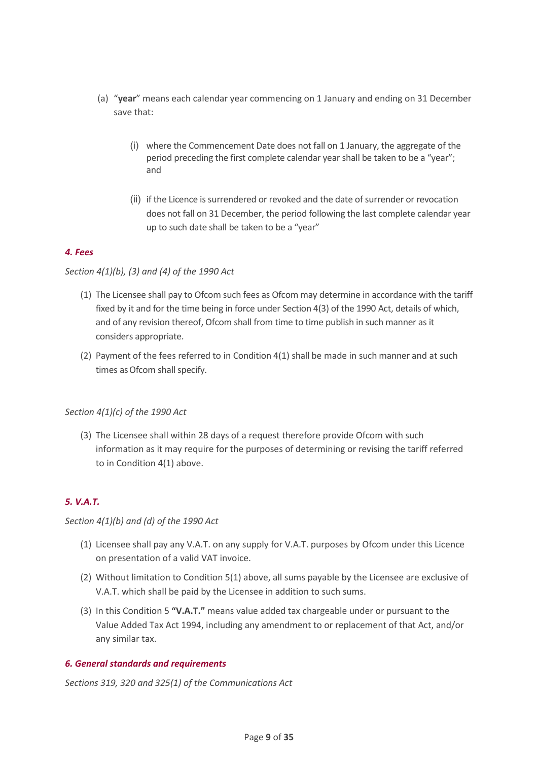(a) "**year**" means each calendar year commencing on 1 January and ending on 31 December save that:

(i) where the Commencement Date does not fall on 1 January, the aggregate of the period preceding the first complete calendar year shall be taken to be a "year"; and

(ii) if the Licence is surrendered or revoked and the date of surrender or revocation does not fall on 31 December, the period following the last complete calendar year up to such date shall be taken to be a "year"

### *4. Fees*

*Section 4(1)(b), (3) and (4) of the 1990 Act*

(1) The Licensee shall pay to Ofcom such fees as Ofcom may determine in accordance with the tariff fixed by it and for the time being in force under Section 4(3) of the 1990 Act, details of which, and of any revision thereof, Ofcom shall from time to time publish in such manner as it considers appropriate.

(2) Payment of the fees referred to in Condition 4(1) shall be made in such manner and at such times as Ofcom shall specify.

*Section 4(1)(c) of the 1990 Act*

(3) The Licensee shall within 28 days of a request therefore provide Ofcom with such information as it may require for the purposes of determining or revising the tariff referred to in Condition 4(1) above.

### *5. V.A.T.*

*Section 4(1)(b) and (d) of the 1990 Act*

(1) Licensee shall pay any V.A.T. on any supply for V.A.T. purposes by Ofcom under this Licence on presentation of a valid VAT invoice.

(2) Without limitation to Condition 5(1) above, all sums payable by the Licensee are exclusive of V.A.T. which shall be paid by the Licensee in addition to such sums.

(3) In this Condition 5 **"V.A.T."** means value added tax chargeable under or pursuant to the Value Added Tax Act 1994, including any amendment to or replacement of that Act, and/or any similar tax.

### *6. General standards and requirements*

*Sections 319, 320 and 325(1) of the Communications Act*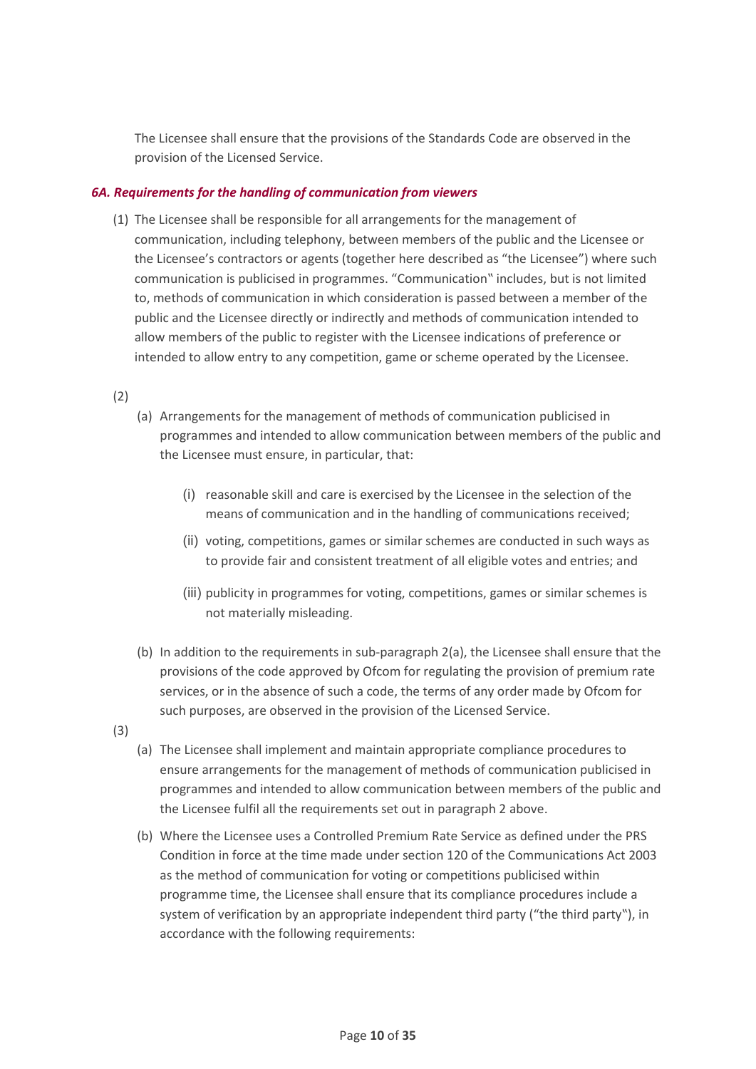The Licensee shall ensure that the provisions of the Standards Code are observed in the provision of the Licensed Service.

### *6A. Requirements for the handling of communication from viewers*

(1) The Licensee shall be responsible for all arrangements for the management of communication, including telephony, between members of the public and the Licensee or the Licensee's contractors or agents (together here described as "the Licensee") where such communication is publicised in programmes. "Communication" includes, but is not limited to, methods of communication in which consideration is passed between a member of the public and the Licensee directly or indirectly and methods of communication intended to allow members of the public to register with the Licensee indications of preference or intended to allow entry to any competition, game or scheme operated by the Licensee.

(2)

(a) Arrangements for the management of methods of communication publicised in programmes and intended to allow communication between members of the public and the Licensee must ensure, in particular, that:

(i) reasonable skill and care is exercised by the Licensee in the selection of the means of communication and in the handling of communications received;

(ii) voting, competitions, games or similar schemes are conducted in such ways as to provide fair and consistent treatment of all eligible votes and entries; and

(iii) publicity in programmes for voting, competitions, games or similar schemes is not materially misleading.

(b) In addition to the requirements in sub-paragraph 2(a), the Licensee shall ensure that the provisions of the code approved by Ofcom for regulating the provision of premium rate services, or in the absence of such a code, the terms of any order made by Ofcom for such purposes, are observed in the provision of the Licensed Service.

(3)

(a) The Licensee shall implement and maintain appropriate compliance procedures to ensure arrangements for the management of methods of communication publicised in programmes and intended to allow communication between members of the public and the Licensee fulfil all the requirements set out in paragraph 2 above.

(b) Where the Licensee uses a Controlled Premium Rate Service as defined under the PRS Condition in force at the time made under section 120 of the Communications Act 2003 as the method of communication for voting or competitions publicised within programme time, the Licensee shall ensure that its compliance procedures include a system of verification by an appropriate independent third party ("the third party"), in accordance with the following requirements: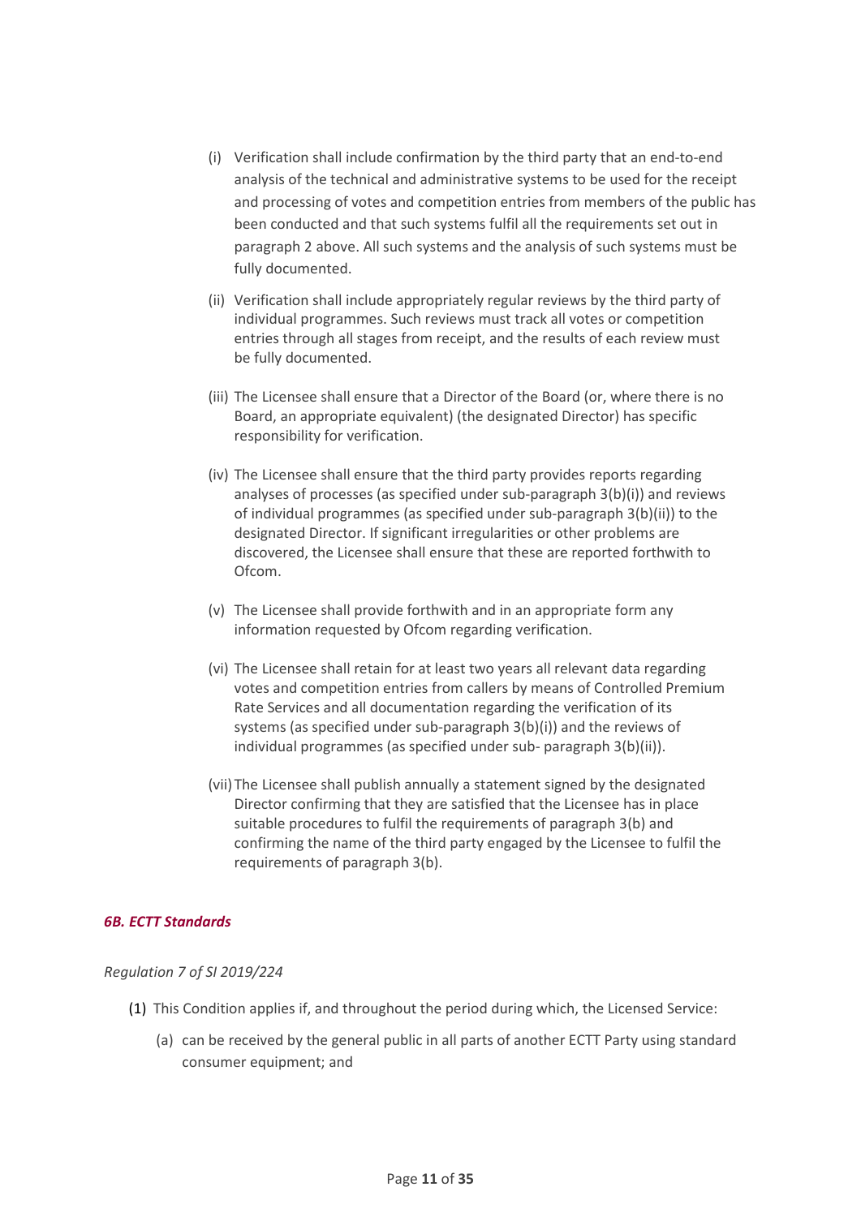(i) Verification shall include confirmation by the third party that an end-to-end analysis of the technical and administrative systems to be used for the receipt and processing of votes and competition entries from members of the public has been conducted and that such systems fulfil all the requirements set out in paragraph 2 above. All such systems and the analysis of such systems must be fully documented.

(ii) Verification shall include appropriately regular reviews by the third party of individual programmes. Such reviews must track all votes or competition entries through all stages from receipt, and the results of each review must be fully documented.

(iii) The Licensee shall ensure that a Director of the Board (or, where there is no Board, an appropriate equivalent) (the designated Director) has specific responsibility for verification.

(iv) The Licensee shall ensure that the third party provides reports regarding analyses of processes (as specified under sub-paragraph 3(b)(i)) and reviews of individual programmes (as specified under sub-paragraph 3(b)(ii)) to the designated Director. If significant irregularities or other problems are discovered, the Licensee shall ensure that these are reported forthwith to Ofcom.

(v) The Licensee shall provide forthwith and in an appropriate form any information requested by Ofcom regarding verification.

(vi) The Licensee shall retain for at least two years all relevant data regarding votes and competition entries from callers by means of Controlled Premium Rate Services and all documentation regarding the verification of its systems (as specified under sub-paragraph 3(b)(i)) and the reviews of individual programmes (as specified under sub- paragraph 3(b)(ii)).

(vii) The Licensee shall publish annually a statement signed by the designated Director confirming that they are satisfied that the Licensee has in place suitable procedures to fulfil the requirements of paragraph 3(b) and confirming the name of the third party engaged by the Licensee to fulfil the requirements of paragraph 3(b).

### *6B. ECTT Standards*

*Regulation 7 of SI 2019/224*

(1) This Condition applies if, and throughout the period during which, the Licensed Service:

(a) can be received by the general public in all parts of another ECTT Party using standard consumer equipment; and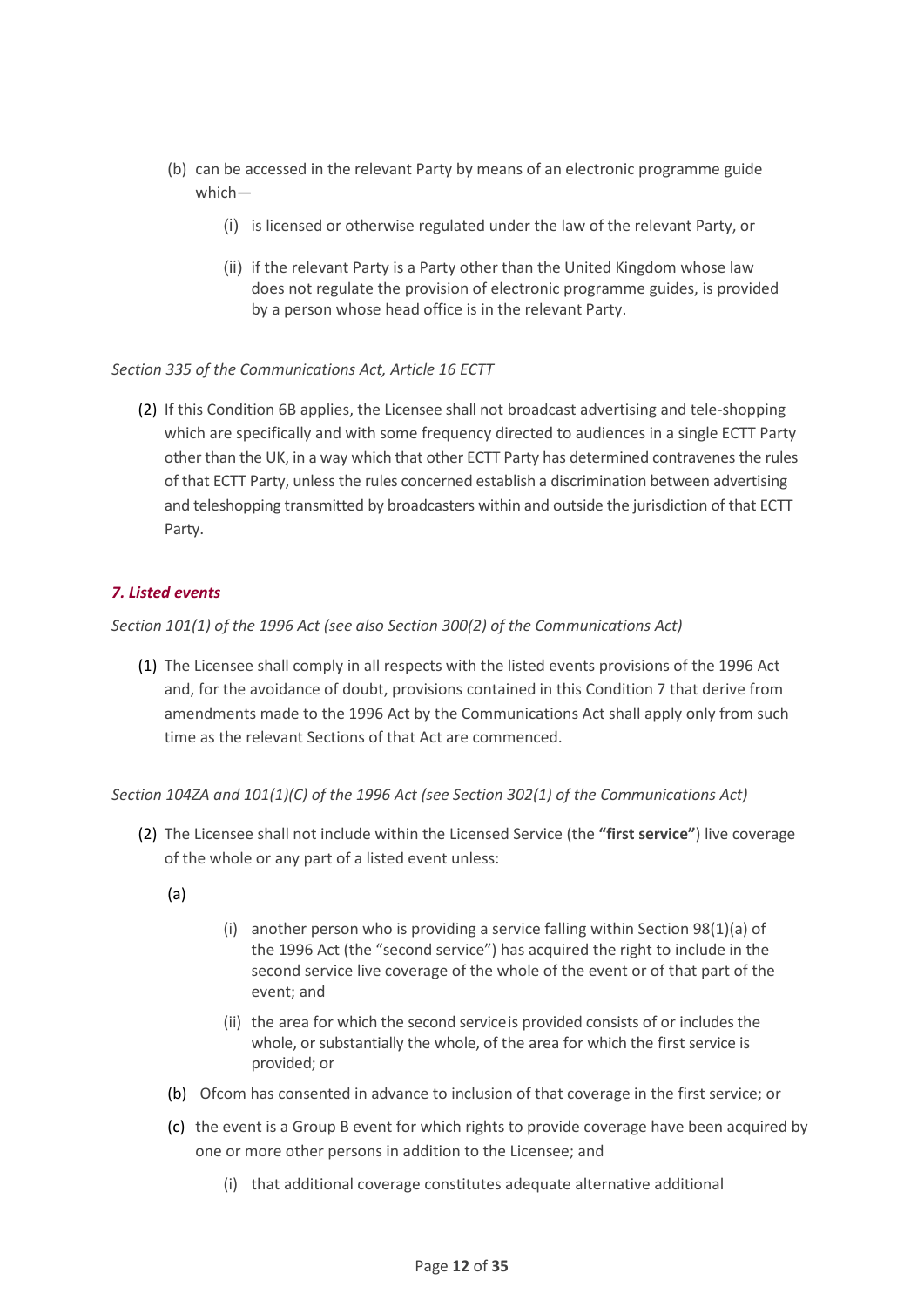(b) can be accessed in the relevant Party by means of an electronic programme guide which—

   (i) is licensed or otherwise regulated under the law of the relevant Party, or

   (ii) if the relevant Party is a Party other than the United Kingdom whose law does not regulate the provision of electronic programme guides, is provided by a person whose head office is in the relevant Party.

*Section 335 of the Communications Act, Article 16 ECTT*

(2) If this Condition 6B applies, the Licensee shall not broadcast advertising and tele-shopping which are specifically and with some frequency directed to audiences in a single ECTT Party other than the UK, in a way which that other ECTT Party has determined contravenes the rules of that ECTT Party, unless the rules concerned establish a discrimination between advertising and teleshopping transmitted by broadcasters within and outside the jurisdiction of that ECTT Party.

### *7. Listed events*

*Section 101(1) of the 1996 Act (see also Section 300(2) of the Communications Act)*

(1) The Licensee shall comply in all respects with the listed events provisions of the 1996 Act and, for the avoidance of doubt, provisions contained in this Condition 7 that derive from amendments made to the 1996 Act by the Communications Act shall apply only from such time as the relevant Sections of that Act are commenced.

*Section 104ZA and 101(1)(C) of the 1996 Act (see Section 302(1) of the Communications Act)*

(2) The Licensee shall not include within the Licensed Service (the **"first service"**) live coverage of the whole or any part of a listed event unless:

(a)

   (i) another person who is providing a service falling within Section 98(1)(a) of the 1996 Act (the "second service") has acquired the right to include in the second service live coverage of the whole of the event or of that part of the event; and

   (ii) the area for which the second service is provided consists of or includes the whole, or substantially the whole, of the area for which the first service is provided; or

(b) Ofcom has consented in advance to inclusion of that coverage in the first service; or

(c) the event is a Group B event for which rights to provide coverage have been acquired by one or more other persons in addition to the Licensee; and

   (i) that additional coverage constitutes adequate alternative additional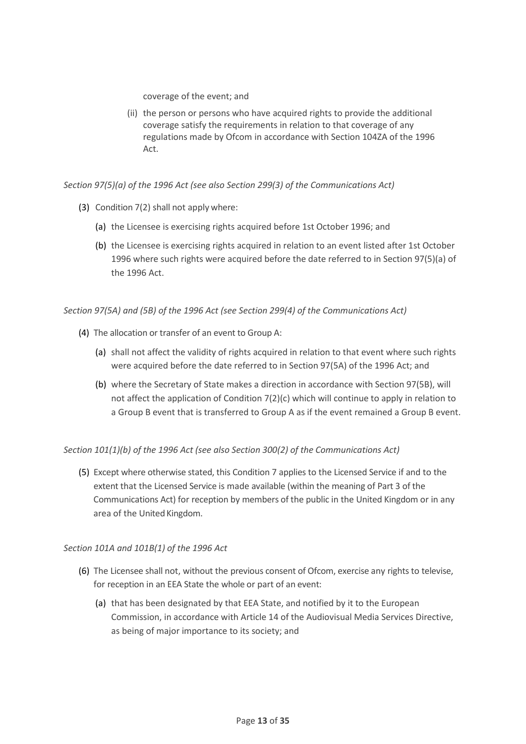coverage of the event; and

(ii) the person or persons who have acquired rights to provide the additional coverage satisfy the requirements in relation to that coverage of any regulations made by Ofcom in accordance with Section 104ZA of the 1996 Act.

*Section 97(5)(a) of the 1996 Act (see also Section 299(3) of the Communications Act)*

(3) Condition 7(2) shall not apply where:

(a) the Licensee is exercising rights acquired before 1st October 1996; and

(b) the Licensee is exercising rights acquired in relation to an event listed after 1st October 1996 where such rights were acquired before the date referred to in Section 97(5)(a) of the 1996 Act.

*Section 97(5A) and (5B) of the 1996 Act (see Section 299(4) of the Communications Act)*

(4) The allocation or transfer of an event to Group A:

(a) shall not affect the validity of rights acquired in relation to that event where such rights were acquired before the date referred to in Section 97(5A) of the 1996 Act; and

(b) where the Secretary of State makes a direction in accordance with Section 97(5B), will not affect the application of Condition 7(2)(c) which will continue to apply in relation to a Group B event that is transferred to Group A as if the event remained a Group B event.

*Section 101(1)(b) of the 1996 Act (see also Section 300(2) of the Communications Act)*

(5) Except where otherwise stated, this Condition 7 applies to the Licensed Service if and to the extent that the Licensed Service is made available (within the meaning of Part 3 of the Communications Act) for reception by members of the public in the United Kingdom or in any area of the United Kingdom.

*Section 101A and 101B(1) of the 1996 Act*

(6) The Licensee shall not, without the previous consent of Ofcom, exercise any rights to televise, for reception in an EEA State the whole or part of an event:

(a) that has been designated by that EEA State, and notified by it to the European Commission, in accordance with Article 14 of the Audiovisual Media Services Directive, as being of major importance to its society; and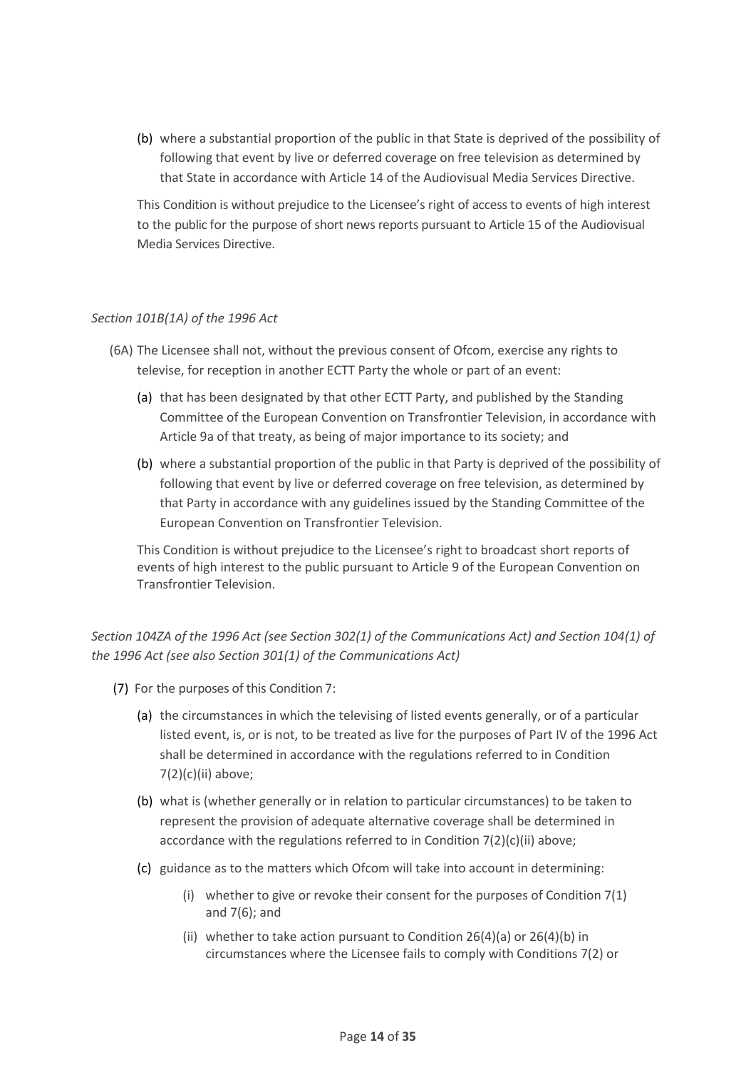(b) where a substantial proportion of the public in that State is deprived of the possibility of following that event by live or deferred coverage on free television as determined by that State in accordance with Article 14 of the Audiovisual Media Services Directive.

This Condition is without prejudice to the Licensee's right of access to events of high interest to the public for the purpose of short news reports pursuant to Article 15 of the Audiovisual Media Services Directive.

*Section 101B(1A) of the 1996 Act*

(6A) The Licensee shall not, without the previous consent of Ofcom, exercise any rights to televise, for reception in another ECTT Party the whole or part of an event:

(a) that has been designated by that other ECTT Party, and published by the Standing Committee of the European Convention on Transfrontier Television, in accordance with Article 9a of that treaty, as being of major importance to its society; and

(b) where a substantial proportion of the public in that Party is deprived of the possibility of following that event by live or deferred coverage on free television, as determined by that Party in accordance with any guidelines issued by the Standing Committee of the European Convention on Transfrontier Television.

This Condition is without prejudice to the Licensee's right to broadcast short reports of events of high interest to the public pursuant to Article 9 of the European Convention on Transfrontier Television.

*Section 104ZA of the 1996 Act (see Section 302(1) of the Communications Act) and Section 104(1) of the 1996 Act (see also Section 301(1) of the Communications Act)*

(7) For the purposes of this Condition 7:

(a) the circumstances in which the televising of listed events generally, or of a particular listed event, is, or is not, to be treated as live for the purposes of Part IV of the 1996 Act shall be determined in accordance with the regulations referred to in Condition 7(2)(c)(ii) above;

(b) what is (whether generally or in relation to particular circumstances) to be taken to represent the provision of adequate alternative coverage shall be determined in accordance with the regulations referred to in Condition 7(2)(c)(ii) above;

(c) guidance as to the matters which Ofcom will take into account in determining:

(i) whether to give or revoke their consent for the purposes of Condition 7(1) and 7(6); and

(ii) whether to take action pursuant to Condition 26(4)(a) or 26(4)(b) in circumstances where the Licensee fails to comply with Conditions 7(2) or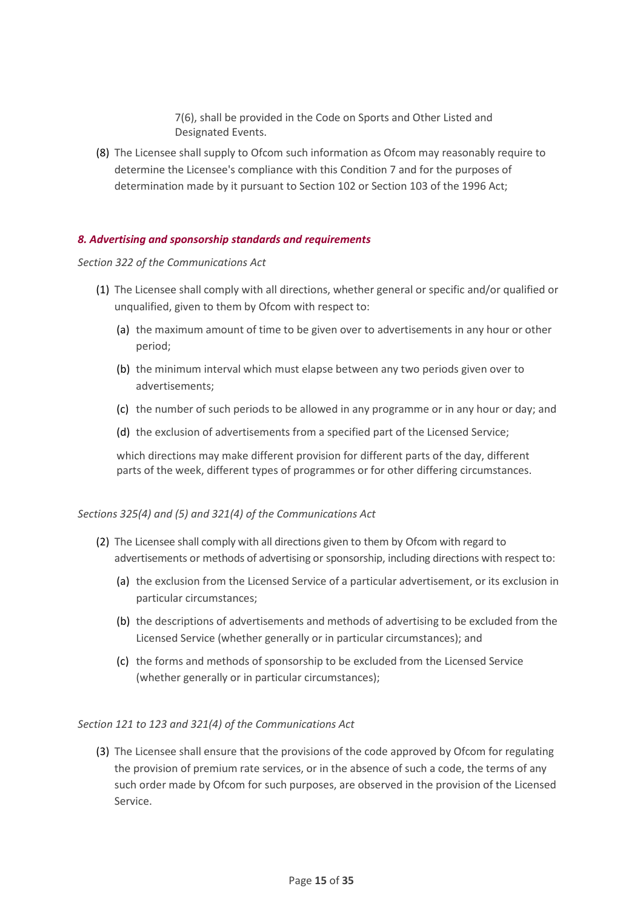7(6), shall be provided in the Code on Sports and Other Listed and Designated Events.

(8) The Licensee shall supply to Ofcom such information as Ofcom may reasonably require to determine the Licensee's compliance with this Condition 7 and for the purposes of determination made by it pursuant to Section 102 or Section 103 of the 1996 Act;

### *8. Advertising and sponsorship standards and requirements*

*Section 322 of the Communications Act*

(1) The Licensee shall comply with all directions, whether general or specific and/or qualified or unqualified, given to them by Ofcom with respect to:

  (a) the maximum amount of time to be given over to advertisements in any hour or other period;

  (b) the minimum interval which must elapse between any two periods given over to advertisements;

  (c) the number of such periods to be allowed in any programme or in any hour or day; and

  (d) the exclusion of advertisements from a specified part of the Licensed Service;

  which directions may make different provision for different parts of the day, different parts of the week, different types of programmes or for other differing circumstances.

*Sections 325(4) and (5) and 321(4) of the Communications Act*

(2) The Licensee shall comply with all directions given to them by Ofcom with regard to advertisements or methods of advertising or sponsorship, including directions with respect to:

  (a) the exclusion from the Licensed Service of a particular advertisement, or its exclusion in particular circumstances;

  (b) the descriptions of advertisements and methods of advertising to be excluded from the Licensed Service (whether generally or in particular circumstances); and

  (c) the forms and methods of sponsorship to be excluded from the Licensed Service (whether generally or in particular circumstances);

*Section 121 to 123 and 321(4) of the Communications Act*

(3) The Licensee shall ensure that the provisions of the code approved by Ofcom for regulating the provision of premium rate services, or in the absence of such a code, the terms of any such order made by Ofcom for such purposes, are observed in the provision of the Licensed Service.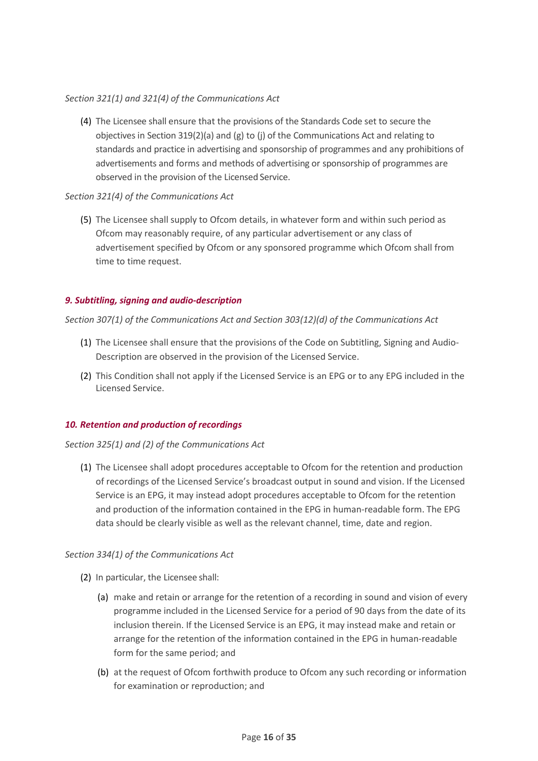*Section 321(1) and 321(4) of the Communications Act*

(4) The Licensee shall ensure that the provisions of the Standards Code set to secure the objectives in Section 319(2)(a) and (g) to (j) of the Communications Act and relating to standards and practice in advertising and sponsorship of programmes and any prohibitions of advertisements and forms and methods of advertising or sponsorship of programmes are observed in the provision of the Licensed Service.

*Section 321(4) of the Communications Act*

(5) The Licensee shall supply to Ofcom details, in whatever form and within such period as Ofcom may reasonably require, of any particular advertisement or any class of advertisement specified by Ofcom or any sponsored programme which Ofcom shall from time to time request.

### *9. Subtitling, signing and audio-description*

*Section 307(1) of the Communications Act and Section 303(12)(d) of the Communications Act*

(1) The Licensee shall ensure that the provisions of the Code on Subtitling, Signing and Audio-Description are observed in the provision of the Licensed Service.

(2) This Condition shall not apply if the Licensed Service is an EPG or to any EPG included in the Licensed Service.

### *10. Retention and production of recordings*

*Section 325(1) and (2) of the Communications Act*

(1) The Licensee shall adopt procedures acceptable to Ofcom for the retention and production of recordings of the Licensed Service's broadcast output in sound and vision. If the Licensed Service is an EPG, it may instead adopt procedures acceptable to Ofcom for the retention and production of the information contained in the EPG in human-readable form. The EPG data should be clearly visible as well as the relevant channel, time, date and region.

*Section 334(1) of the Communications Act*

(2) In particular, the Licensee shall:

  (a) make and retain or arrange for the retention of a recording in sound and vision of every programme included in the Licensed Service for a period of 90 days from the date of its inclusion therein. If the Licensed Service is an EPG, it may instead make and retain or arrange for the retention of the information contained in the EPG in human-readable form for the same period; and

  (b) at the request of Ofcom forthwith produce to Ofcom any such recording or information for examination or reproduction; and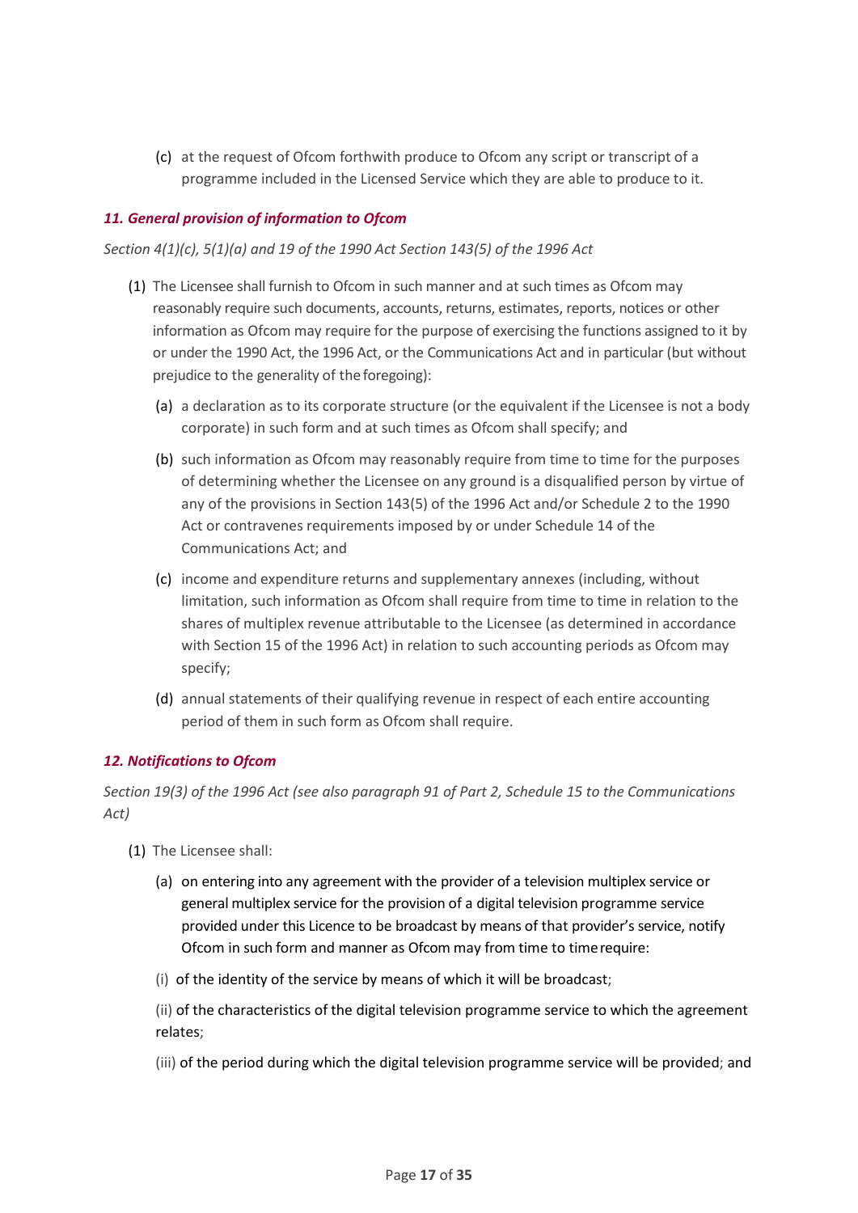(c) at the request of Ofcom forthwith produce to Ofcom any script or transcript of a programme included in the Licensed Service which they are able to produce to it.

### *11. General provision of information to Ofcom*

*Section 4(1)(c), 5(1)(a) and 19 of the 1990 Act Section 143(5) of the 1996 Act*

(1) The Licensee shall furnish to Ofcom in such manner and at such times as Ofcom may reasonably require such documents, accounts, returns, estimates, reports, notices or other information as Ofcom may require for the purpose of exercising the functions assigned to it by or under the 1990 Act, the 1996 Act, or the Communications Act and in particular (but without prejudice to the generality of the foregoing):

(a) a declaration as to its corporate structure (or the equivalent if the Licensee is not a body corporate) in such form and at such times as Ofcom shall specify; and

(b) such information as Ofcom may reasonably require from time to time for the purposes of determining whether the Licensee on any ground is a disqualified person by virtue of any of the provisions in Section 143(5) of the 1996 Act and/or Schedule 2 to the 1990 Act or contravenes requirements imposed by or under Schedule 14 of the Communications Act; and

(c) income and expenditure returns and supplementary annexes (including, without limitation, such information as Ofcom shall require from time to time in relation to the shares of multiplex revenue attributable to the Licensee (as determined in accordance with Section 15 of the 1996 Act) in relation to such accounting periods as Ofcom may specify;

(d) annual statements of their qualifying revenue in respect of each entire accounting period of them in such form as Ofcom shall require.

### *12. Notifications to Ofcom*

*Section 19(3) of the 1996 Act (see also paragraph 91 of Part 2, Schedule 15 to the Communications Act)*

(1) The Licensee shall:

(a) on entering into any agreement with the provider of a television multiplex service or general multiplex service for the provision of a digital television programme service provided under this Licence to be broadcast by means of that provider's service, notify Ofcom in such form and manner as Ofcom may from time to time require:

(i) of the identity of the service by means of which it will be broadcast;

(ii) of the characteristics of the digital television programme service to which the agreement relates;

(iii) of the period during which the digital television programme service will be provided; and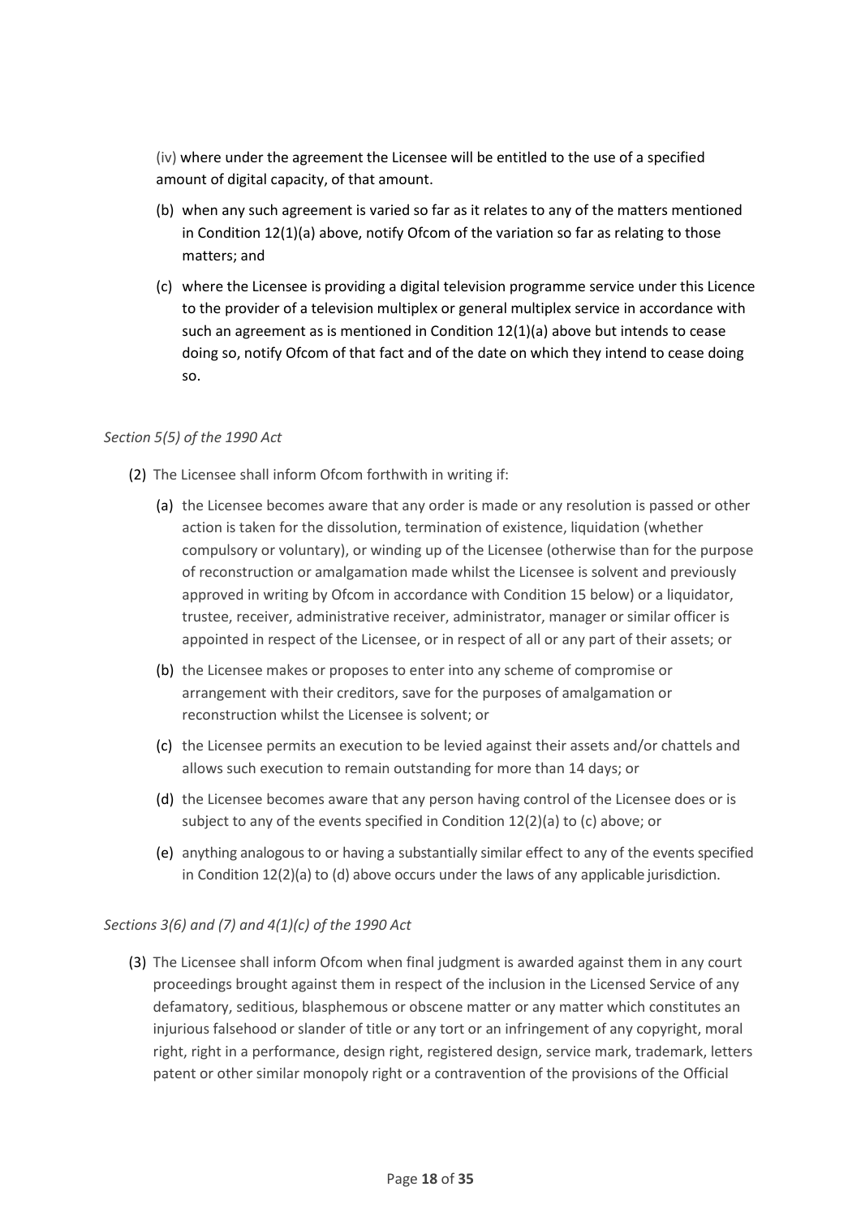(iv) where under the agreement the Licensee will be entitled to the use of a specified amount of digital capacity, of that amount.

(b) when any such agreement is varied so far as it relates to any of the matters mentioned in Condition 12(1)(a) above, notify Ofcom of the variation so far as relating to those matters; and

(c) where the Licensee is providing a digital television programme service under this Licence to the provider of a television multiplex or general multiplex service in accordance with such an agreement as is mentioned in Condition 12(1)(a) above but intends to cease doing so, notify Ofcom of that fact and of the date on which they intend to cease doing so.

*Section 5(5) of the 1990 Act*

(2) The Licensee shall inform Ofcom forthwith in writing if:

(a) the Licensee becomes aware that any order is made or any resolution is passed or other action is taken for the dissolution, termination of existence, liquidation (whether compulsory or voluntary), or winding up of the Licensee (otherwise than for the purpose of reconstruction or amalgamation made whilst the Licensee is solvent and previously approved in writing by Ofcom in accordance with Condition 15 below) or a liquidator, trustee, receiver, administrative receiver, administrator, manager or similar officer is appointed in respect of the Licensee, or in respect of all or any part of their assets; or

(b) the Licensee makes or proposes to enter into any scheme of compromise or arrangement with their creditors, save for the purposes of amalgamation or reconstruction whilst the Licensee is solvent; or

(c) the Licensee permits an execution to be levied against their assets and/or chattels and allows such execution to remain outstanding for more than 14 days; or

(d) the Licensee becomes aware that any person having control of the Licensee does or is subject to any of the events specified in Condition 12(2)(a) to (c) above; or

(e) anything analogous to or having a substantially similar effect to any of the events specified in Condition 12(2)(a) to (d) above occurs under the laws of any applicable jurisdiction.

*Sections 3(6) and (7) and 4(1)(c) of the 1990 Act*

(3) The Licensee shall inform Ofcom when final judgment is awarded against them in any court proceedings brought against them in respect of the inclusion in the Licensed Service of any defamatory, seditious, blasphemous or obscene matter or any matter which constitutes an injurious falsehood or slander of title or any tort or an infringement of any copyright, moral right, right in a performance, design right, registered design, service mark, trademark, letters patent or other similar monopoly right or a contravention of the provisions of the Official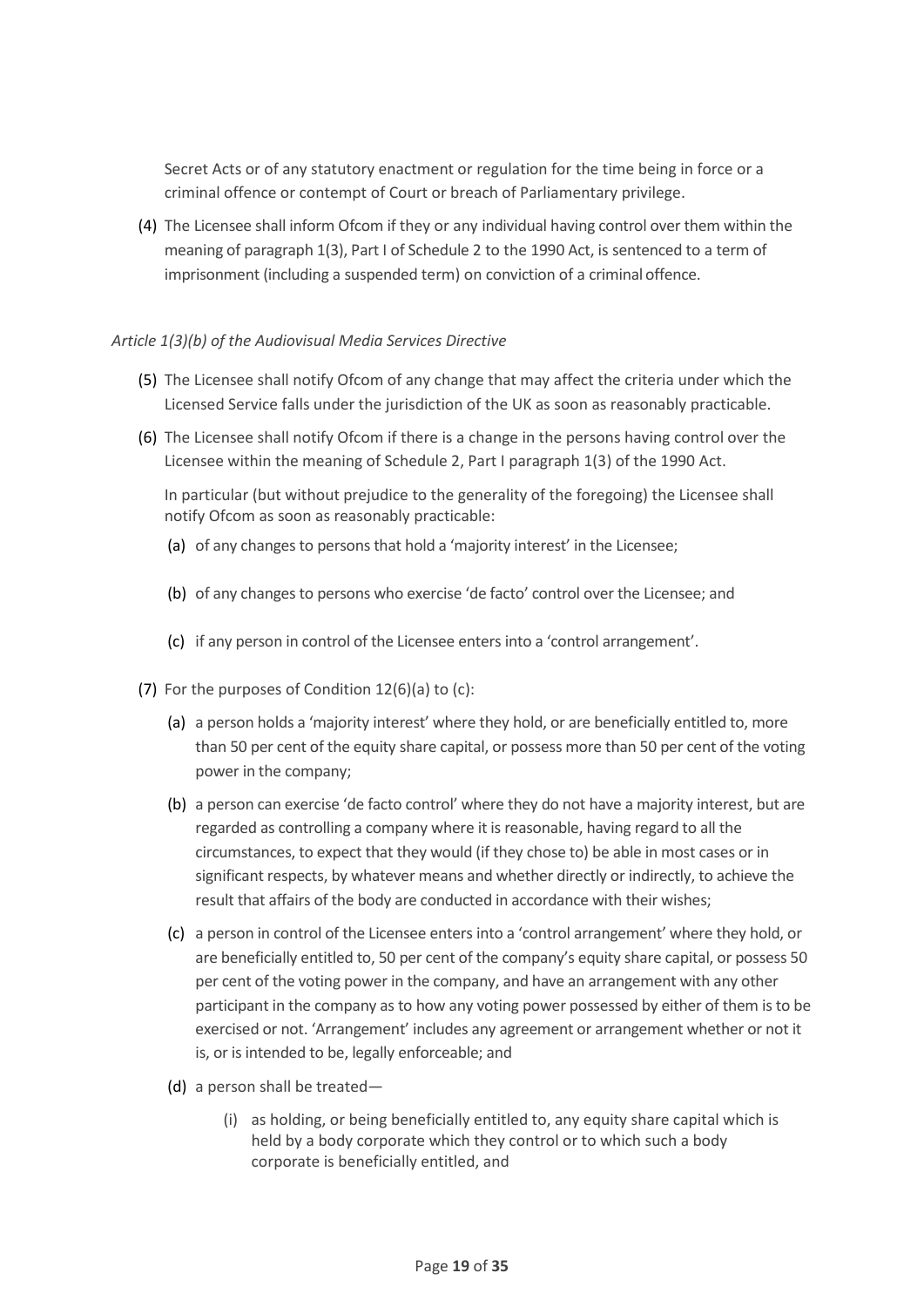Secret Acts or of any statutory enactment or regulation for the time being in force or a criminal offence or contempt of Court or breach of Parliamentary privilege.

(4) The Licensee shall inform Ofcom if they or any individual having control over them within the meaning of paragraph 1(3), Part I of Schedule 2 to the 1990 Act, is sentenced to a term of imprisonment (including a suspended term) on conviction of a criminal offence.

*Article 1(3)(b) of the Audiovisual Media Services Directive*

(5) The Licensee shall notify Ofcom of any change that may affect the criteria under which the Licensed Service falls under the jurisdiction of the UK as soon as reasonably practicable.

(6) The Licensee shall notify Ofcom if there is a change in the persons having control over the Licensee within the meaning of Schedule 2, Part I paragraph 1(3) of the 1990 Act.

In particular (but without prejudice to the generality of the foregoing) the Licensee shall notify Ofcom as soon as reasonably practicable:

(a) of any changes to persons that hold a 'majority interest' in the Licensee;

(b) of any changes to persons who exercise 'de facto' control over the Licensee; and

(c) if any person in control of the Licensee enters into a 'control arrangement'.

(7) For the purposes of Condition 12(6)(a) to (c):

(a) a person holds a 'majority interest' where they hold, or are beneficially entitled to, more than 50 per cent of the equity share capital, or possess more than 50 per cent of the voting power in the company;

(b) a person can exercise 'de facto control' where they do not have a majority interest, but are regarded as controlling a company where it is reasonable, having regard to all the circumstances, to expect that they would (if they chose to) be able in most cases or in significant respects, by whatever means and whether directly or indirectly, to achieve the result that affairs of the body are conducted in accordance with their wishes;

(c) a person in control of the Licensee enters into a 'control arrangement' where they hold, or are beneficially entitled to, 50 per cent of the company's equity share capital, or possess 50 per cent of the voting power in the company, and have an arrangement with any other participant in the company as to how any voting power possessed by either of them is to be exercised or not. 'Arrangement' includes any agreement or arrangement whether or not it is, or is intended to be, legally enforceable; and

(d) a person shall be treated—

(i) as holding, or being beneficially entitled to, any equity share capital which is held by a body corporate which they control or to which such a body corporate is beneficially entitled, and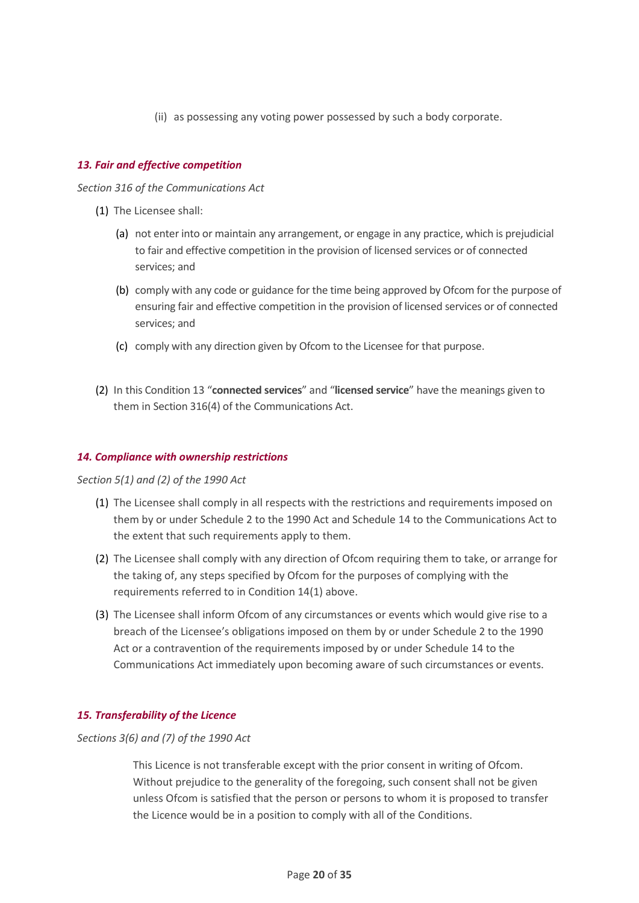(ii) as possessing any voting power possessed by such a body corporate.

### *13. Fair and effective competition*

*Section 316 of the Communications Act*

(1) The Licensee shall:

(a) not enter into or maintain any arrangement, or engage in any practice, which is prejudicial to fair and effective competition in the provision of licensed services or of connected services; and

(b) comply with any code or guidance for the time being approved by Ofcom for the purpose of ensuring fair and effective competition in the provision of licensed services or of connected services; and

(c) comply with any direction given by Ofcom to the Licensee for that purpose.

(2) In this Condition 13 "**connected services**" and "**licensed service**" have the meanings given to them in Section 316(4) of the Communications Act.

### *14. Compliance with ownership restrictions*

*Section 5(1) and (2) of the 1990 Act*

(1) The Licensee shall comply in all respects with the restrictions and requirements imposed on them by or under Schedule 2 to the 1990 Act and Schedule 14 to the Communications Act to the extent that such requirements apply to them.

(2) The Licensee shall comply with any direction of Ofcom requiring them to take, or arrange for the taking of, any steps specified by Ofcom for the purposes of complying with the requirements referred to in Condition 14(1) above.

(3) The Licensee shall inform Ofcom of any circumstances or events which would give rise to a breach of the Licensee's obligations imposed on them by or under Schedule 2 to the 1990 Act or a contravention of the requirements imposed by or under Schedule 14 to the Communications Act immediately upon becoming aware of such circumstances or events.

### *15. Transferability of the Licence*

*Sections 3(6) and (7) of the 1990 Act*

This Licence is not transferable except with the prior consent in writing of Ofcom. Without prejudice to the generality of the foregoing, such consent shall not be given unless Ofcom is satisfied that the person or persons to whom it is proposed to transfer the Licence would be in a position to comply with all of the Conditions.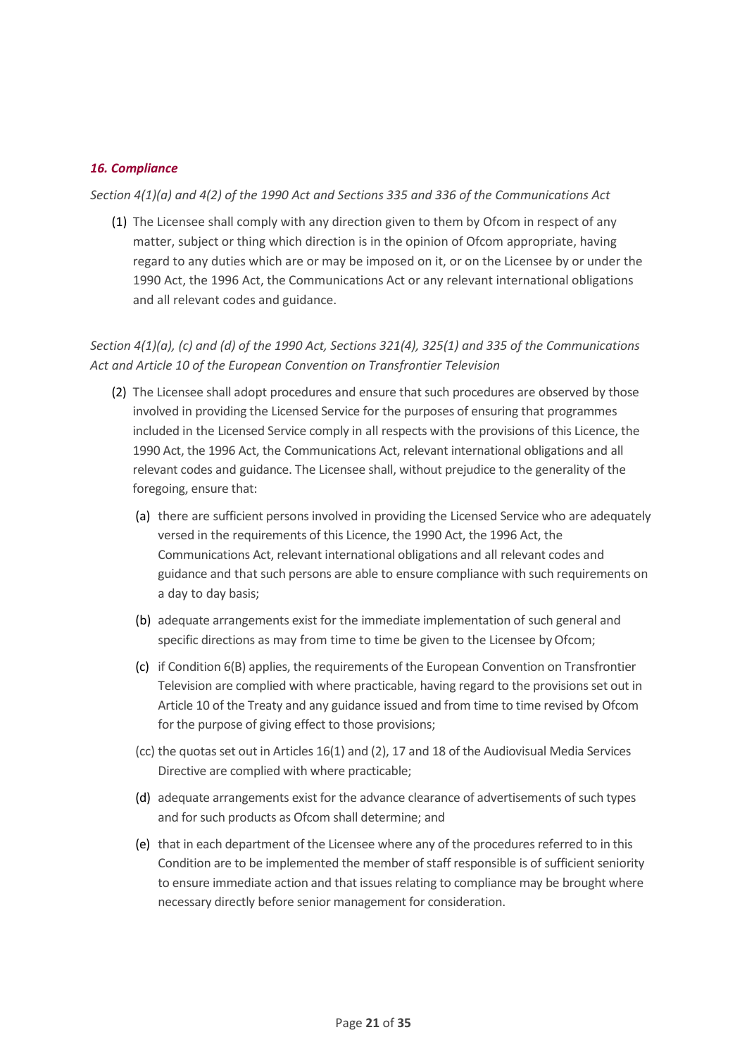### *16. Compliance*

*Section 4(1)(a) and 4(2) of the 1990 Act and Sections 335 and 336 of the Communications Act*

(1) The Licensee shall comply with any direction given to them by Ofcom in respect of any matter, subject or thing which direction is in the opinion of Ofcom appropriate, having regard to any duties which are or may be imposed on it, or on the Licensee by or under the 1990 Act, the 1996 Act, the Communications Act or any relevant international obligations and all relevant codes and guidance.

*Section 4(1)(a), (c) and (d) of the 1990 Act, Sections 321(4), 325(1) and 335 of the Communications Act and Article 10 of the European Convention on Transfrontier Television*

(2) The Licensee shall adopt procedures and ensure that such procedures are observed by those involved in providing the Licensed Service for the purposes of ensuring that programmes included in the Licensed Service comply in all respects with the provisions of this Licence, the 1990 Act, the 1996 Act, the Communications Act, relevant international obligations and all relevant codes and guidance. The Licensee shall, without prejudice to the generality of the foregoing, ensure that:

(a) there are sufficient persons involved in providing the Licensed Service who are adequately versed in the requirements of this Licence, the 1990 Act, the 1996 Act, the Communications Act, relevant international obligations and all relevant codes and guidance and that such persons are able to ensure compliance with such requirements on a day to day basis;

(b) adequate arrangements exist for the immediate implementation of such general and specific directions as may from time to time be given to the Licensee by Ofcom;

(c) if Condition 6(B) applies, the requirements of the European Convention on Transfrontier Television are complied with where practicable, having regard to the provisions set out in Article 10 of the Treaty and any guidance issued and from time to time revised by Ofcom for the purpose of giving effect to those provisions;

(cc) the quotas set out in Articles 16(1) and (2), 17 and 18 of the Audiovisual Media Services Directive are complied with where practicable;

(d) adequate arrangements exist for the advance clearance of advertisements of such types and for such products as Ofcom shall determine; and

(e) that in each department of the Licensee where any of the procedures referred to in this Condition are to be implemented the member of staff responsible is of sufficient seniority to ensure immediate action and that issues relating to compliance may be brought where necessary directly before senior management for consideration.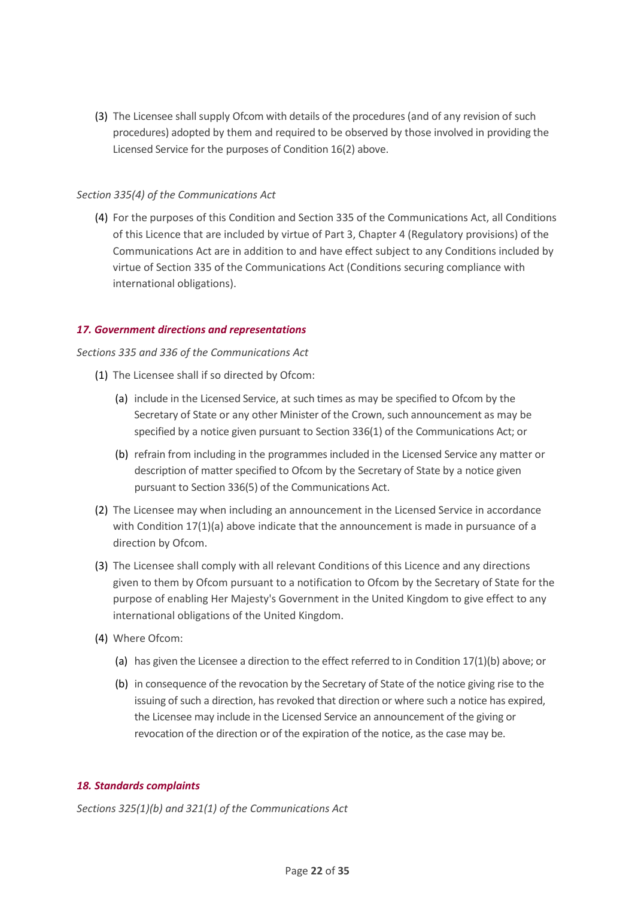(3) The Licensee shall supply Ofcom with details of the procedures (and of any revision of such procedures) adopted by them and required to be observed by those involved in providing the Licensed Service for the purposes of Condition 16(2) above.

*Section 335(4) of the Communications Act*

(4) For the purposes of this Condition and Section 335 of the Communications Act, all Conditions of this Licence that are included by virtue of Part 3, Chapter 4 (Regulatory provisions) of the Communications Act are in addition to and have effect subject to any Conditions included by virtue of Section 335 of the Communications Act (Conditions securing compliance with international obligations).

### *17. Government directions and representations*

*Sections 335 and 336 of the Communications Act*

(1) The Licensee shall if so directed by Ofcom:

   (a) include in the Licensed Service, at such times as may be specified to Ofcom by the Secretary of State or any other Minister of the Crown, such announcement as may be specified by a notice given pursuant to Section 336(1) of the Communications Act; or

   (b) refrain from including in the programmes included in the Licensed Service any matter or description of matter specified to Ofcom by the Secretary of State by a notice given pursuant to Section 336(5) of the Communications Act.

(2) The Licensee may when including an announcement in the Licensed Service in accordance with Condition 17(1)(a) above indicate that the announcement is made in pursuance of a direction by Ofcom.

(3) The Licensee shall comply with all relevant Conditions of this Licence and any directions given to them by Ofcom pursuant to a notification to Ofcom by the Secretary of State for the purpose of enabling Her Majesty's Government in the United Kingdom to give effect to any international obligations of the United Kingdom.

(4) Where Ofcom:

   (a) has given the Licensee a direction to the effect referred to in Condition 17(1)(b) above; or

   (b) in consequence of the revocation by the Secretary of State of the notice giving rise to the issuing of such a direction, has revoked that direction or where such a notice has expired, the Licensee may include in the Licensed Service an announcement of the giving or revocation of the direction or of the expiration of the notice, as the case may be.

### *18. Standards complaints*

*Sections 325(1)(b) and 321(1) of the Communications Act*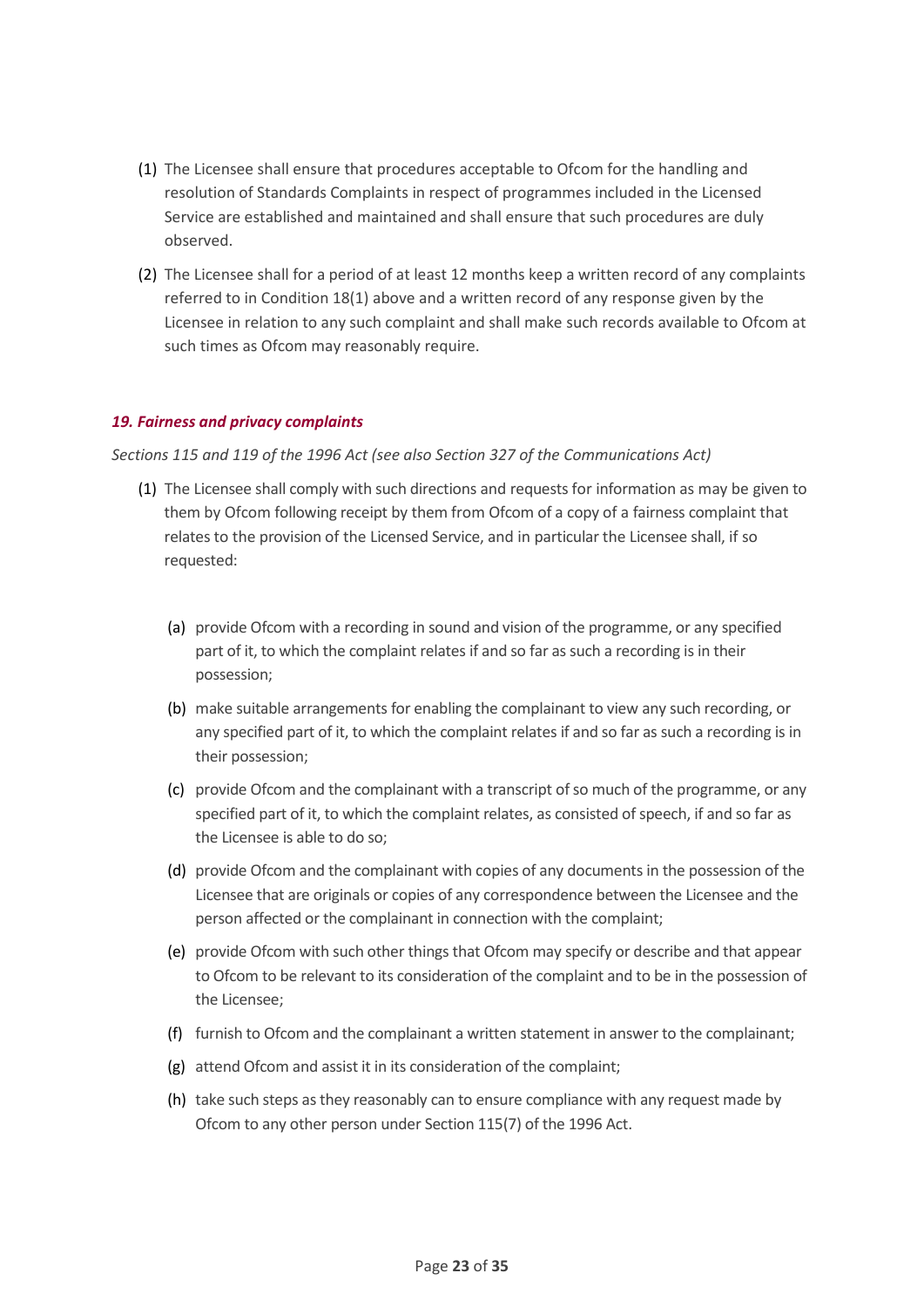(1) The Licensee shall ensure that procedures acceptable to Ofcom for the handling and resolution of Standards Complaints in respect of programmes included in the Licensed Service are established and maintained and shall ensure that such procedures are duly observed.

(2) The Licensee shall for a period of at least 12 months keep a written record of any complaints referred to in Condition 18(1) above and a written record of any response given by the Licensee in relation to any such complaint and shall make such records available to Ofcom at such times as Ofcom may reasonably require.

### *19. Fairness and privacy complaints*

*Sections 115 and 119 of the 1996 Act (see also Section 327 of the Communications Act)*

(1) The Licensee shall comply with such directions and requests for information as may be given to them by Ofcom following receipt by them from Ofcom of a copy of a fairness complaint that relates to the provision of the Licensed Service, and in particular the Licensee shall, if so requested:

  (a) provide Ofcom with a recording in sound and vision of the programme, or any specified part of it, to which the complaint relates if and so far as such a recording is in their possession;

  (b) make suitable arrangements for enabling the complainant to view any such recording, or any specified part of it, to which the complaint relates if and so far as such a recording is in their possession;

  (c) provide Ofcom and the complainant with a transcript of so much of the programme, or any specified part of it, to which the complaint relates, as consisted of speech, if and so far as the Licensee is able to do so;

  (d) provide Ofcom and the complainant with copies of any documents in the possession of the Licensee that are originals or copies of any correspondence between the Licensee and the person affected or the complainant in connection with the complaint;

  (e) provide Ofcom with such other things that Ofcom may specify or describe and that appear to Ofcom to be relevant to its consideration of the complaint and to be in the possession of the Licensee;

  (f) furnish to Ofcom and the complainant a written statement in answer to the complainant;

  (g) attend Ofcom and assist it in its consideration of the complaint;

  (h) take such steps as they reasonably can to ensure compliance with any request made by Ofcom to any other person under Section 115(7) of the 1996 Act.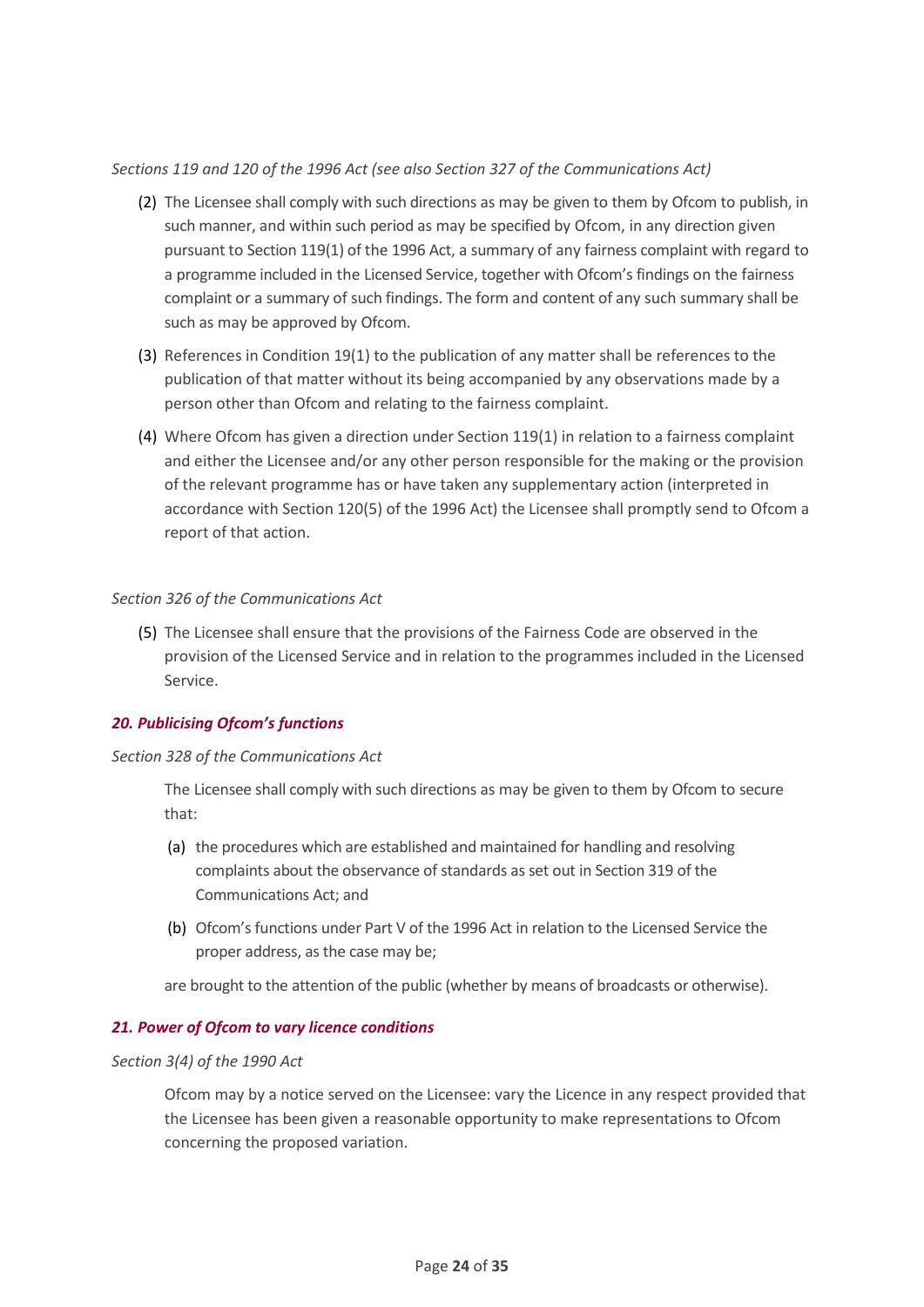*Sections 119 and 120 of the 1996 Act (see also Section 327 of the Communications Act)*

(2) The Licensee shall comply with such directions as may be given to them by Ofcom to publish, in such manner, and within such period as may be specified by Ofcom, in any direction given pursuant to Section 119(1) of the 1996 Act, a summary of any fairness complaint with regard to a programme included in the Licensed Service, together with Ofcom's findings on the fairness complaint or a summary of such findings. The form and content of any such summary shall be such as may be approved by Ofcom.

(3) References in Condition 19(1) to the publication of any matter shall be references to the publication of that matter without its being accompanied by any observations made by a person other than Ofcom and relating to the fairness complaint.

(4) Where Ofcom has given a direction under Section 119(1) in relation to a fairness complaint and either the Licensee and/or any other person responsible for the making or the provision of the relevant programme has or have taken any supplementary action (interpreted in accordance with Section 120(5) of the 1996 Act) the Licensee shall promptly send to Ofcom a report of that action.

*Section 326 of the Communications Act*

(5) The Licensee shall ensure that the provisions of the Fairness Code are observed in the provision of the Licensed Service and in relation to the programmes included in the Licensed Service.

### *20. Publicising Ofcom's functions*

*Section 328 of the Communications Act*

The Licensee shall comply with such directions as may be given to them by Ofcom to secure that:

(a) the procedures which are established and maintained for handling and resolving complaints about the observance of standards as set out in Section 319 of the Communications Act; and

(b) Ofcom's functions under Part V of the 1996 Act in relation to the Licensed Service the proper address, as the case may be;

are brought to the attention of the public (whether by means of broadcasts or otherwise).

### *21. Power of Ofcom to vary licence conditions*

*Section 3(4) of the 1990 Act*

Ofcom may by a notice served on the Licensee: vary the Licence in any respect provided that the Licensee has been given a reasonable opportunity to make representations to Ofcom concerning the proposed variation.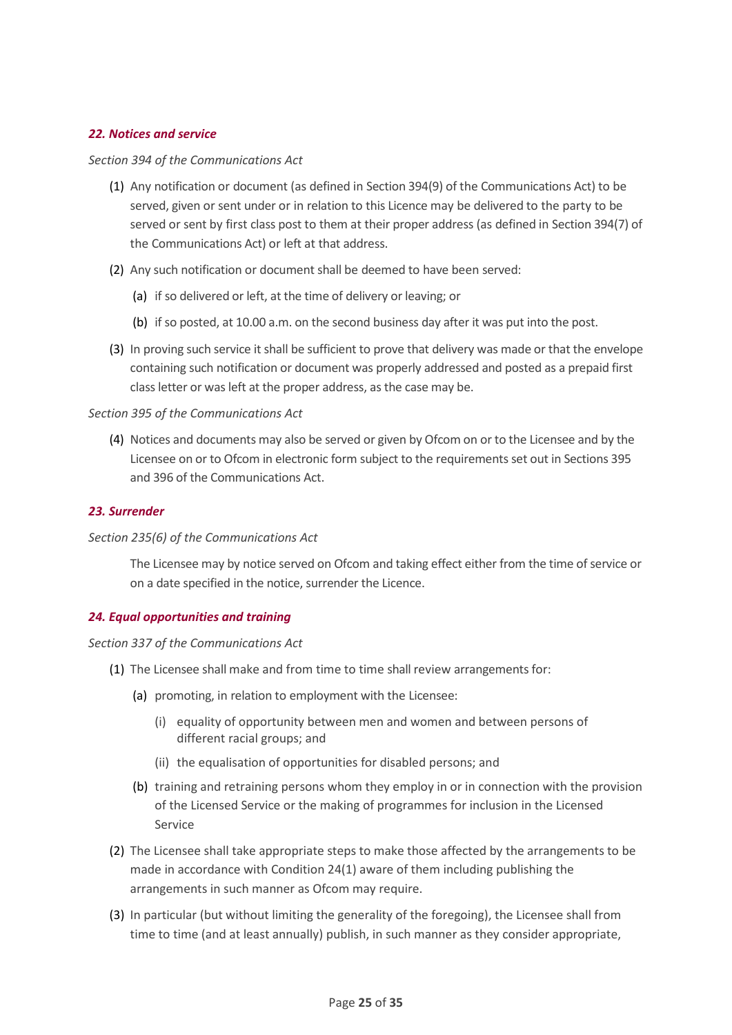### *22. Notices and service*

*Section 394 of the Communications Act*

(1) Any notification or document (as defined in Section 394(9) of the Communications Act) to be served, given or sent under or in relation to this Licence may be delivered to the party to be served or sent by first class post to them at their proper address (as defined in Section 394(7) of the Communications Act) or left at that address.

(2) Any such notification or document shall be deemed to have been served:

  (a) if so delivered or left, at the time of delivery or leaving; or

  (b) if so posted, at 10.00 a.m. on the second business day after it was put into the post.

(3) In proving such service it shall be sufficient to prove that delivery was made or that the envelope containing such notification or document was properly addressed and posted as a prepaid first class letter or was left at the proper address, as the case may be.

*Section 395 of the Communications Act*

(4) Notices and documents may also be served or given by Ofcom on or to the Licensee and by the Licensee on or to Ofcom in electronic form subject to the requirements set out in Sections 395 and 396 of the Communications Act.

### *23. Surrender*

*Section 235(6) of the Communications Act*

The Licensee may by notice served on Ofcom and taking effect either from the time of service or on a date specified in the notice, surrender the Licence.

### *24. Equal opportunities and training*

*Section 337 of the Communications Act*

(1) The Licensee shall make and from time to time shall review arrangements for:

  (a) promoting, in relation to employment with the Licensee:

    (i) equality of opportunity between men and women and between persons of different racial groups; and

    (ii) the equalisation of opportunities for disabled persons; and

  (b) training and retraining persons whom they employ in or in connection with the provision of the Licensed Service or the making of programmes for inclusion in the Licensed Service

(2) The Licensee shall take appropriate steps to make those affected by the arrangements to be made in accordance with Condition 24(1) aware of them including publishing the arrangements in such manner as Ofcom may require.

(3) In particular (but without limiting the generality of the foregoing), the Licensee shall from time to time (and at least annually) publish, in such manner as they consider appropriate,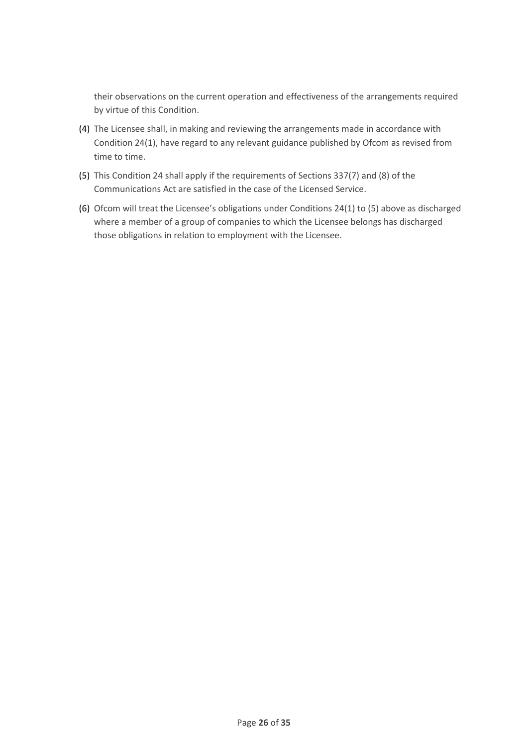their observations on the current operation and effectiveness of the arrangements required by virtue of this Condition.

(4) The Licensee shall, in making and reviewing the arrangements made in accordance with Condition 24(1), have regard to any relevant guidance published by Ofcom as revised from time to time.

(5) This Condition 24 shall apply if the requirements of Sections 337(7) and (8) of the Communications Act are satisfied in the case of the Licensed Service.

(6) Ofcom will treat the Licensee's obligations under Conditions 24(1) to (5) above as discharged where a member of a group of companies to which the Licensee belongs has discharged those obligations in relation to employment with the Licensee.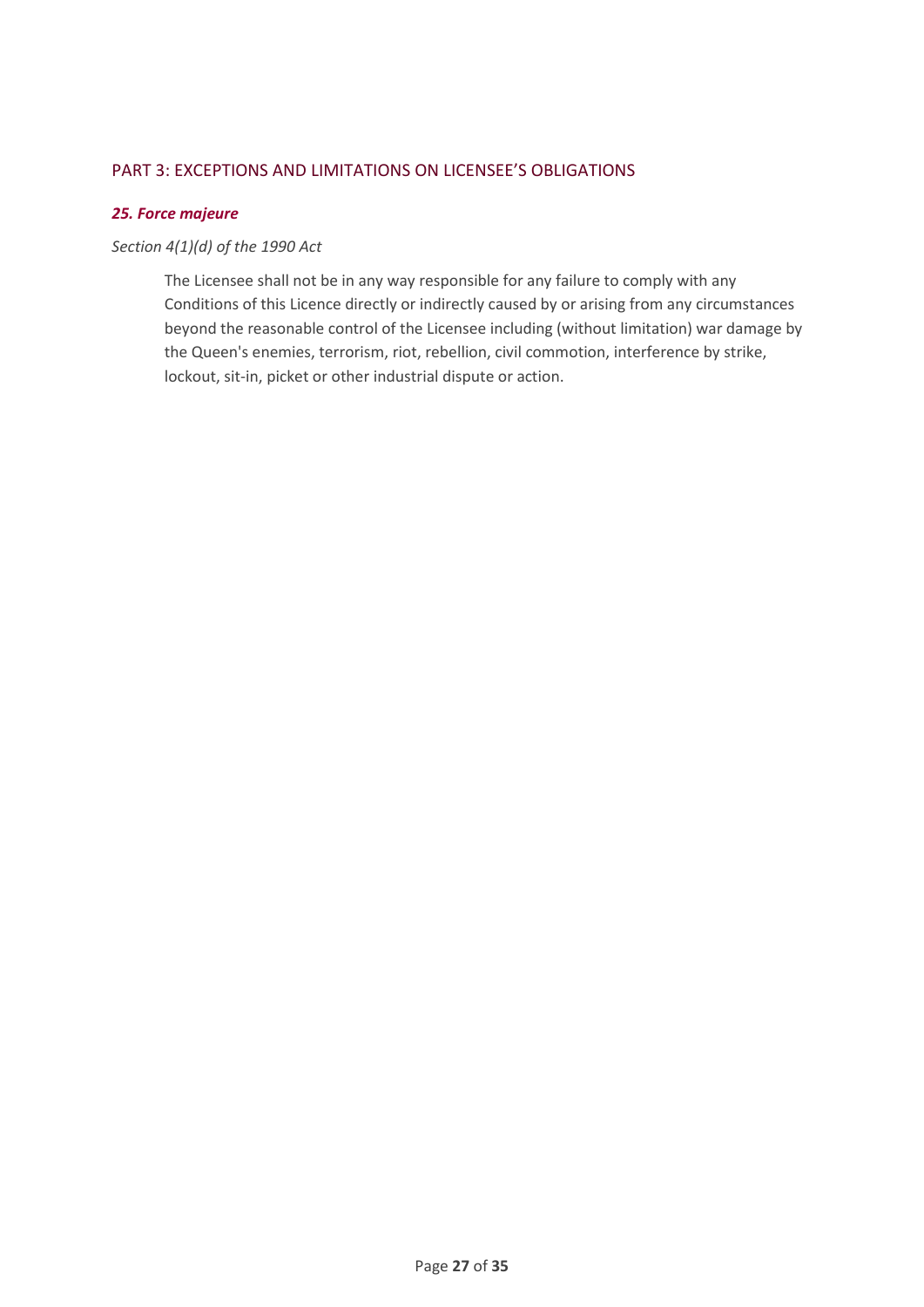## PART 3: EXCEPTIONS AND LIMITATIONS ON LICENSEE'S OBLIGATIONS

### *25. Force majeure*

*Section 4(1)(d) of the 1990 Act*

The Licensee shall not be in any way responsible for any failure to comply with any Conditions of this Licence directly or indirectly caused by or arising from any circumstances beyond the reasonable control of the Licensee including (without limitation) war damage by the Queen's enemies, terrorism, riot, rebellion, civil commotion, interference by strike, lockout, sit-in, picket or other industrial dispute or action.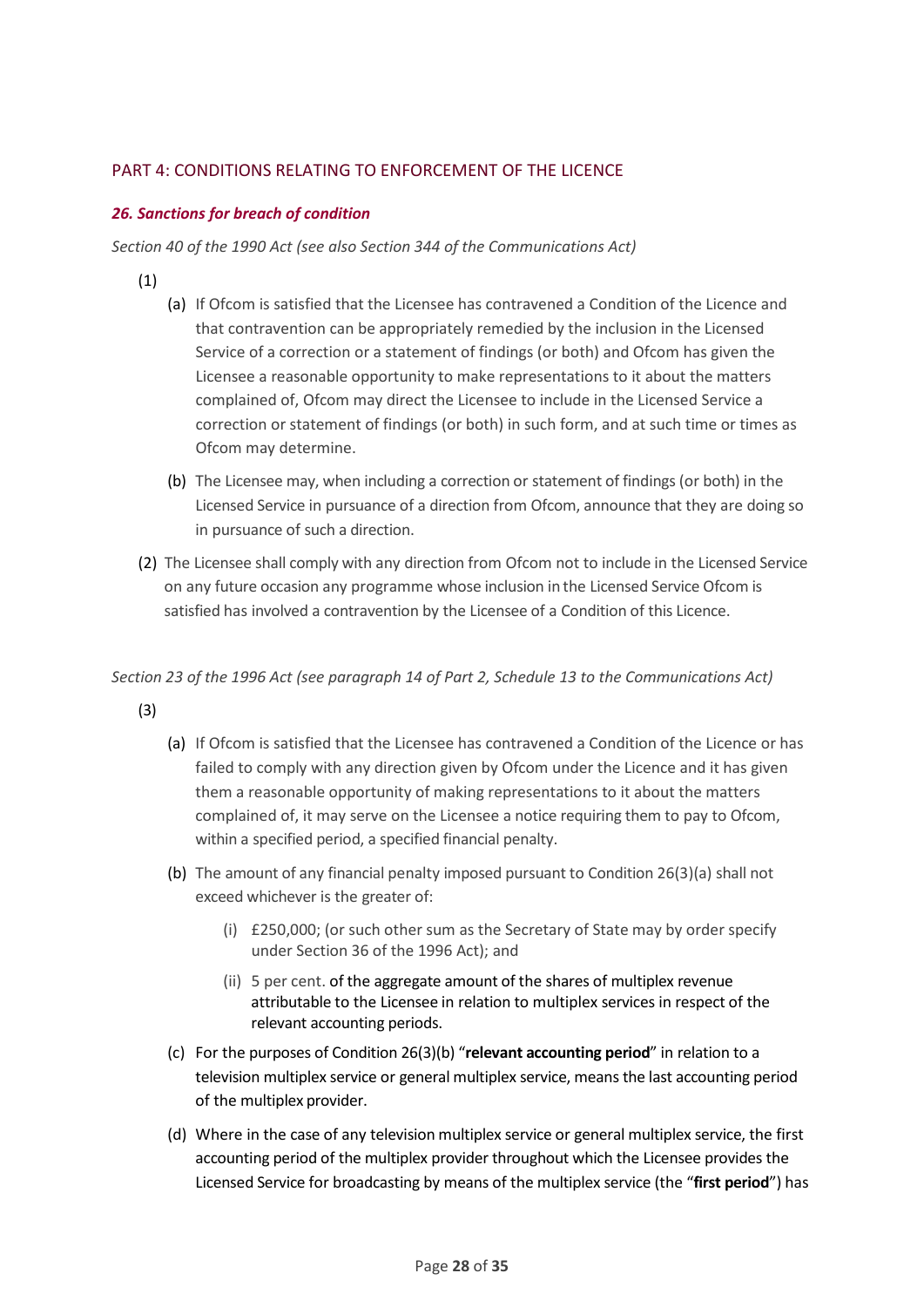## PART 4: CONDITIONS RELATING TO ENFORCEMENT OF THE LICENCE

### *26. Sanctions for breach of condition*

*Section 40 of the 1990 Act (see also Section 344 of the Communications Act)*

(1)

- (a) If Ofcom is satisfied that the Licensee has contravened a Condition of the Licence and that contravention can be appropriately remedied by the inclusion in the Licensed Service of a correction or a statement of findings (or both) and Ofcom has given the Licensee a reasonable opportunity to make representations to it about the matters complained of, Ofcom may direct the Licensee to include in the Licensed Service a correction or statement of findings (or both) in such form, and at such time or times as Ofcom may determine.
- (b) The Licensee may, when including a correction or statement of findings (or both) in the Licensed Service in pursuance of a direction from Ofcom, announce that they are doing so in pursuance of such a direction.

(2) The Licensee shall comply with any direction from Ofcom not to include in the Licensed Service on any future occasion any programme whose inclusion in the Licensed Service Ofcom is satisfied has involved a contravention by the Licensee of a Condition of this Licence.

*Section 23 of the 1996 Act (see paragraph 14 of Part 2, Schedule 13 to the Communications Act)*

(3)

- (a) If Ofcom is satisfied that the Licensee has contravened a Condition of the Licence or has failed to comply with any direction given by Ofcom under the Licence and it has given them a reasonable opportunity of making representations to it about the matters complained of, it may serve on the Licensee a notice requiring them to pay to Ofcom, within a specified period, a specified financial penalty.
- (b) The amount of any financial penalty imposed pursuant to Condition 26(3)(a) shall not exceed whichever is the greater of:
  - (i) £250,000; (or such other sum as the Secretary of State may by order specify under Section 36 of the 1996 Act); and
  - (ii) 5 per cent. of the aggregate amount of the shares of multiplex revenue attributable to the Licensee in relation to multiplex services in respect of the relevant accounting periods.
- (c) For the purposes of Condition 26(3)(b) "**relevant accounting period**" in relation to a television multiplex service or general multiplex service, means the last accounting period of the multiplex provider.
- (d) Where in the case of any television multiplex service or general multiplex service, the first accounting period of the multiplex provider throughout which the Licensee provides the Licensed Service for broadcasting by means of the multiplex service (the "**first period**") has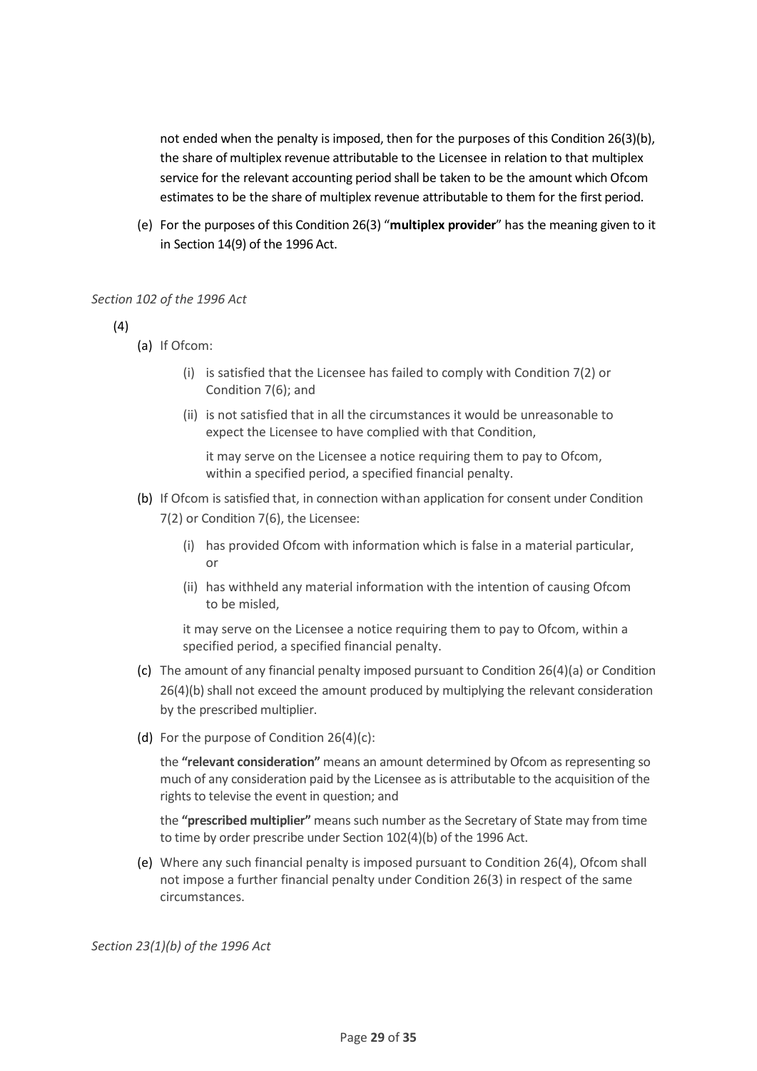not ended when the penalty is imposed, then for the purposes of this Condition 26(3)(b), the share of multiplex revenue attributable to the Licensee in relation to that multiplex service for the relevant accounting period shall be taken to be the amount which Ofcom estimates to be the share of multiplex revenue attributable to them for the first period.

(e) For the purposes of this Condition 26(3) "**multiplex provider**" has the meaning given to it in Section 14(9) of the 1996 Act.

*Section 102 of the 1996 Act*

(4)

(a) If Ofcom:

(i) is satisfied that the Licensee has failed to comply with Condition 7(2) or Condition 7(6); and

(ii) is not satisfied that in all the circumstances it would be unreasonable to expect the Licensee to have complied with that Condition,

it may serve on the Licensee a notice requiring them to pay to Ofcom, within a specified period, a specified financial penalty.

(b) If Ofcom is satisfied that, in connection withan application for consent under Condition 7(2) or Condition 7(6), the Licensee:

(i) has provided Ofcom with information which is false in a material particular, or

(ii) has withheld any material information with the intention of causing Ofcom to be misled,

it may serve on the Licensee a notice requiring them to pay to Ofcom, within a specified period, a specified financial penalty.

(c) The amount of any financial penalty imposed pursuant to Condition 26(4)(a) or Condition 26(4)(b) shall not exceed the amount produced by multiplying the relevant consideration by the prescribed multiplier.

(d) For the purpose of Condition 26(4)(c):

the **"relevant consideration"** means an amount determined by Ofcom as representing so much of any consideration paid by the Licensee as is attributable to the acquisition of the rights to televise the event in question; and

the **"prescribed multiplier"** means such number as the Secretary of State may from time to time by order prescribe under Section 102(4)(b) of the 1996 Act.

(e) Where any such financial penalty is imposed pursuant to Condition 26(4), Ofcom shall not impose a further financial penalty under Condition 26(3) in respect of the same circumstances.

*Section 23(1)(b) of the 1996 Act*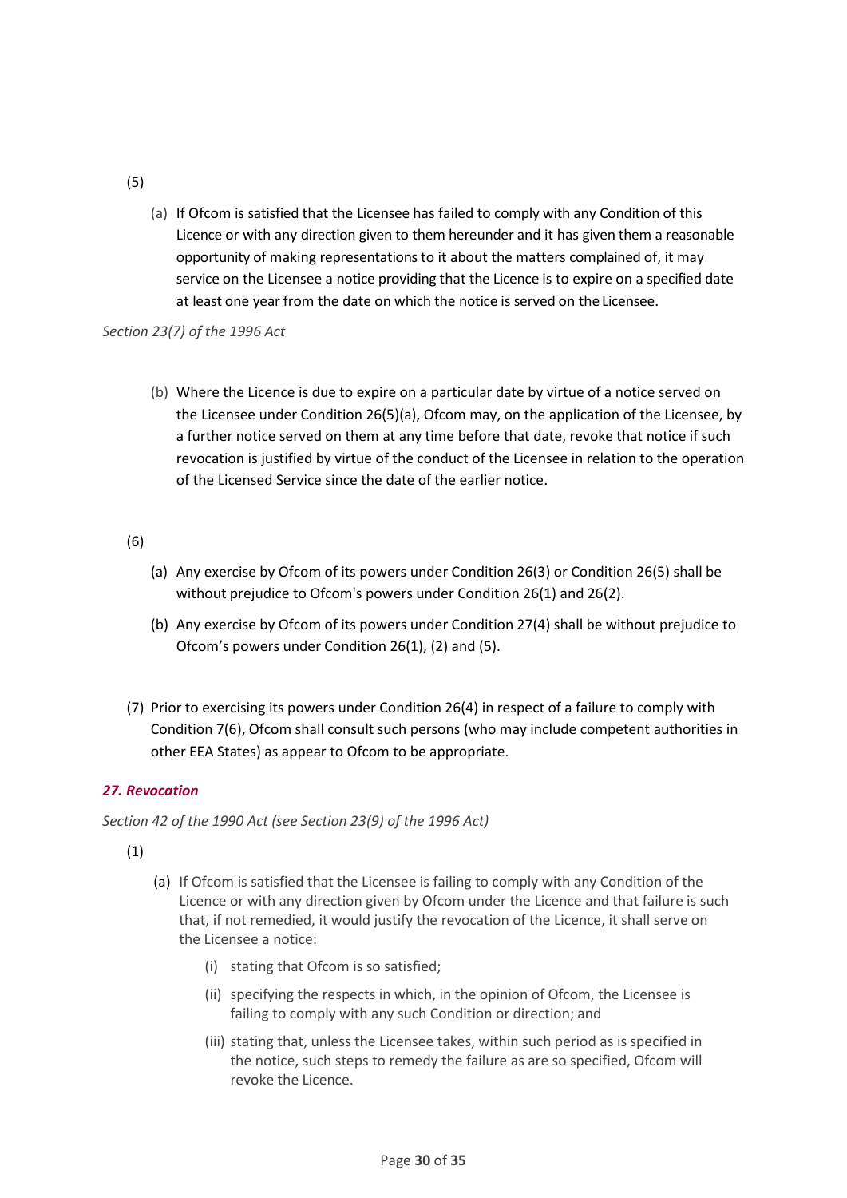(5)

(a) If Ofcom is satisfied that the Licensee has failed to comply with any Condition of this Licence or with any direction given to them hereunder and it has given them a reasonable opportunity of making representations to it about the matters complained of, it may service on the Licensee a notice providing that the Licence is to expire on a specified date at least one year from the date on which the notice is served on the Licensee.

*Section 23(7) of the 1996 Act*

(b) Where the Licence is due to expire on a particular date by virtue of a notice served on the Licensee under Condition 26(5)(a), Ofcom may, on the application of the Licensee, by a further notice served on them at any time before that date, revoke that notice if such revocation is justified by virtue of the conduct of the Licensee in relation to the operation of the Licensed Service since the date of the earlier notice.

(6)

(a) Any exercise by Ofcom of its powers under Condition 26(3) or Condition 26(5) shall be without prejudice to Ofcom's powers under Condition 26(1) and 26(2).

(b) Any exercise by Ofcom of its powers under Condition 27(4) shall be without prejudice to Ofcom's powers under Condition 26(1), (2) and (5).

(7) Prior to exercising its powers under Condition 26(4) in respect of a failure to comply with Condition 7(6), Ofcom shall consult such persons (who may include competent authorities in other EEA States) as appear to Ofcom to be appropriate.

### *27. Revocation*

*Section 42 of the 1990 Act (see Section 23(9) of the 1996 Act)*

(1)

(a) If Ofcom is satisfied that the Licensee is failing to comply with any Condition of the Licence or with any direction given by Ofcom under the Licence and that failure is such that, if not remedied, it would justify the revocation of the Licence, it shall serve on the Licensee a notice:

(i) stating that Ofcom is so satisfied;

(ii) specifying the respects in which, in the opinion of Ofcom, the Licensee is failing to comply with any such Condition or direction; and

(iii) stating that, unless the Licensee takes, within such period as is specified in the notice, such steps to remedy the failure as are so specified, Ofcom will revoke the Licence.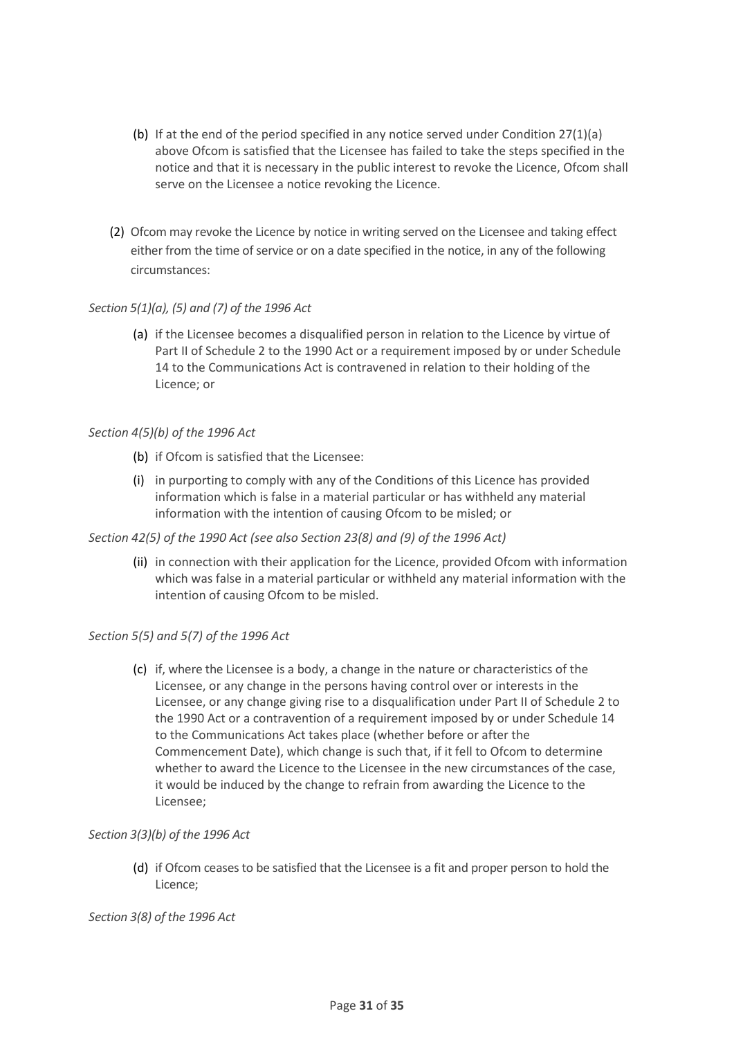(b) If at the end of the period specified in any notice served under Condition 27(1)(a) above Ofcom is satisfied that the Licensee has failed to take the steps specified in the notice and that it is necessary in the public interest to revoke the Licence, Ofcom shall serve on the Licensee a notice revoking the Licence.

(2) Ofcom may revoke the Licence by notice in writing served on the Licensee and taking effect either from the time of service or on a date specified in the notice, in any of the following circumstances:

*Section 5(1)(a), (5) and (7) of the 1996 Act*

(a) if the Licensee becomes a disqualified person in relation to the Licence by virtue of Part II of Schedule 2 to the 1990 Act or a requirement imposed by or under Schedule 14 to the Communications Act is contravened in relation to their holding of the Licence; or

*Section 4(5)(b) of the 1996 Act*

(b) if Ofcom is satisfied that the Licensee:

(i) in purporting to comply with any of the Conditions of this Licence has provided information which is false in a material particular or has withheld any material information with the intention of causing Ofcom to be misled; or

*Section 42(5) of the 1990 Act (see also Section 23(8) and (9) of the 1996 Act)*

(ii) in connection with their application for the Licence, provided Ofcom with information which was false in a material particular or withheld any material information with the intention of causing Ofcom to be misled.

*Section 5(5) and 5(7) of the 1996 Act*

(c) if, where the Licensee is a body, a change in the nature or characteristics of the Licensee, or any change in the persons having control over or interests in the Licensee, or any change giving rise to a disqualification under Part II of Schedule 2 to the 1990 Act or a contravention of a requirement imposed by or under Schedule 14 to the Communications Act takes place (whether before or after the Commencement Date), which change is such that, if it fell to Ofcom to determine whether to award the Licence to the Licensee in the new circumstances of the case, it would be induced by the change to refrain from awarding the Licence to the Licensee;

*Section 3(3)(b) of the 1996 Act*

(d) if Ofcom ceases to be satisfied that the Licensee is a fit and proper person to hold the Licence;

*Section 3(8) of the 1996 Act*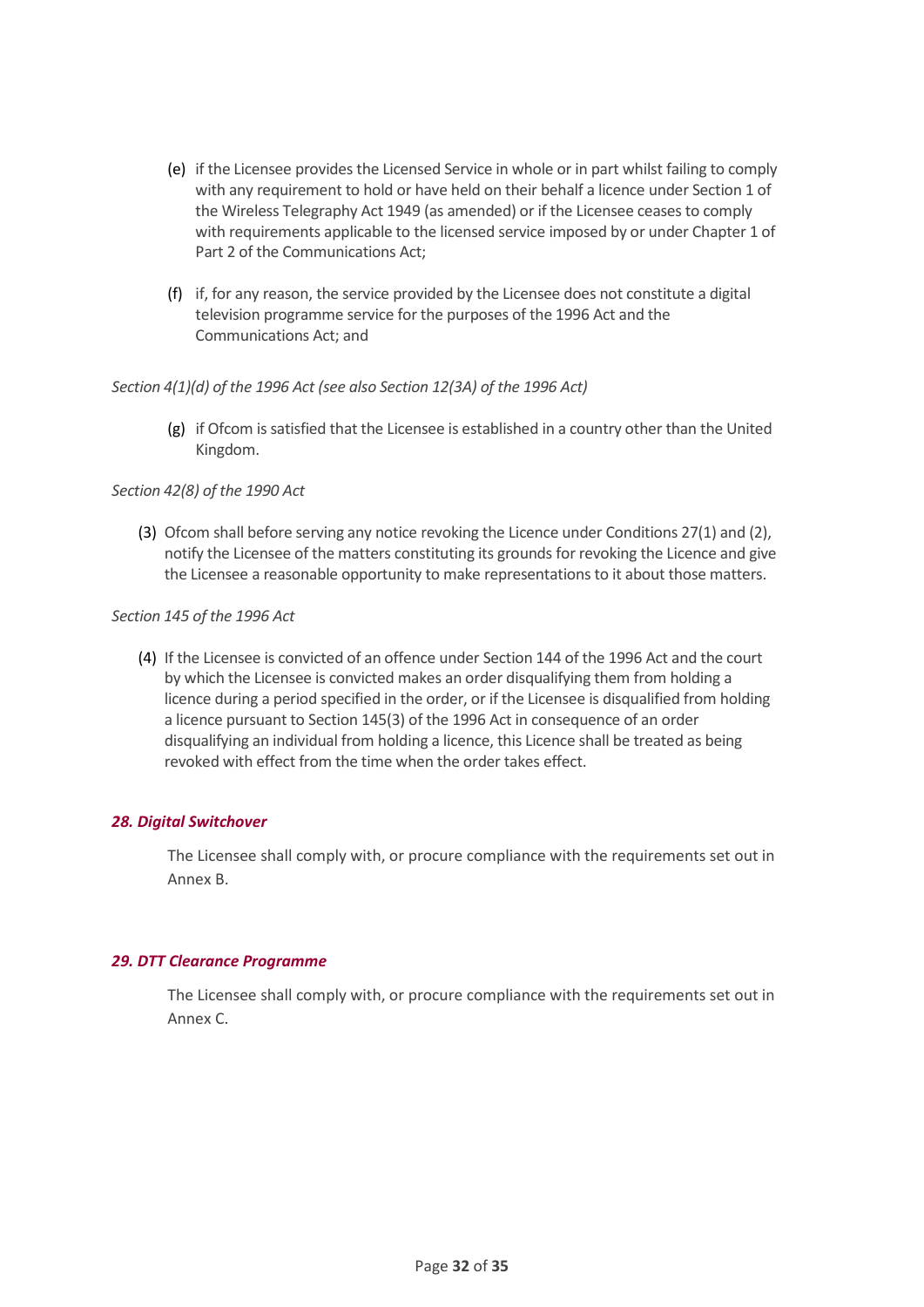(e) if the Licensee provides the Licensed Service in whole or in part whilst failing to comply with any requirement to hold or have held on their behalf a licence under Section 1 of the Wireless Telegraphy Act 1949 (as amended) or if the Licensee ceases to comply with requirements applicable to the licensed service imposed by or under Chapter 1 of Part 2 of the Communications Act;

(f) if, for any reason, the service provided by the Licensee does not constitute a digital television programme service for the purposes of the 1996 Act and the Communications Act; and

*Section 4(1)(d) of the 1996 Act (see also Section 12(3A) of the 1996 Act)*

(g) if Ofcom is satisfied that the Licensee is established in a country other than the United Kingdom.

*Section 42(8) of the 1990 Act*

(3) Ofcom shall before serving any notice revoking the Licence under Conditions 27(1) and (2), notify the Licensee of the matters constituting its grounds for revoking the Licence and give the Licensee a reasonable opportunity to make representations to it about those matters.

*Section 145 of the 1996 Act*

(4) If the Licensee is convicted of an offence under Section 144 of the 1996 Act and the court by which the Licensee is convicted makes an order disqualifying them from holding a licence during a period specified in the order, or if the Licensee is disqualified from holding a licence pursuant to Section 145(3) of the 1996 Act in consequence of an order disqualifying an individual from holding a licence, this Licence shall be treated as being revoked with effect from the time when the order takes effect.

### *28. Digital Switchover*

The Licensee shall comply with, or procure compliance with the requirements set out in Annex B.

### *29. DTT Clearance Programme*

The Licensee shall comply with, or procure compliance with the requirements set out in Annex C.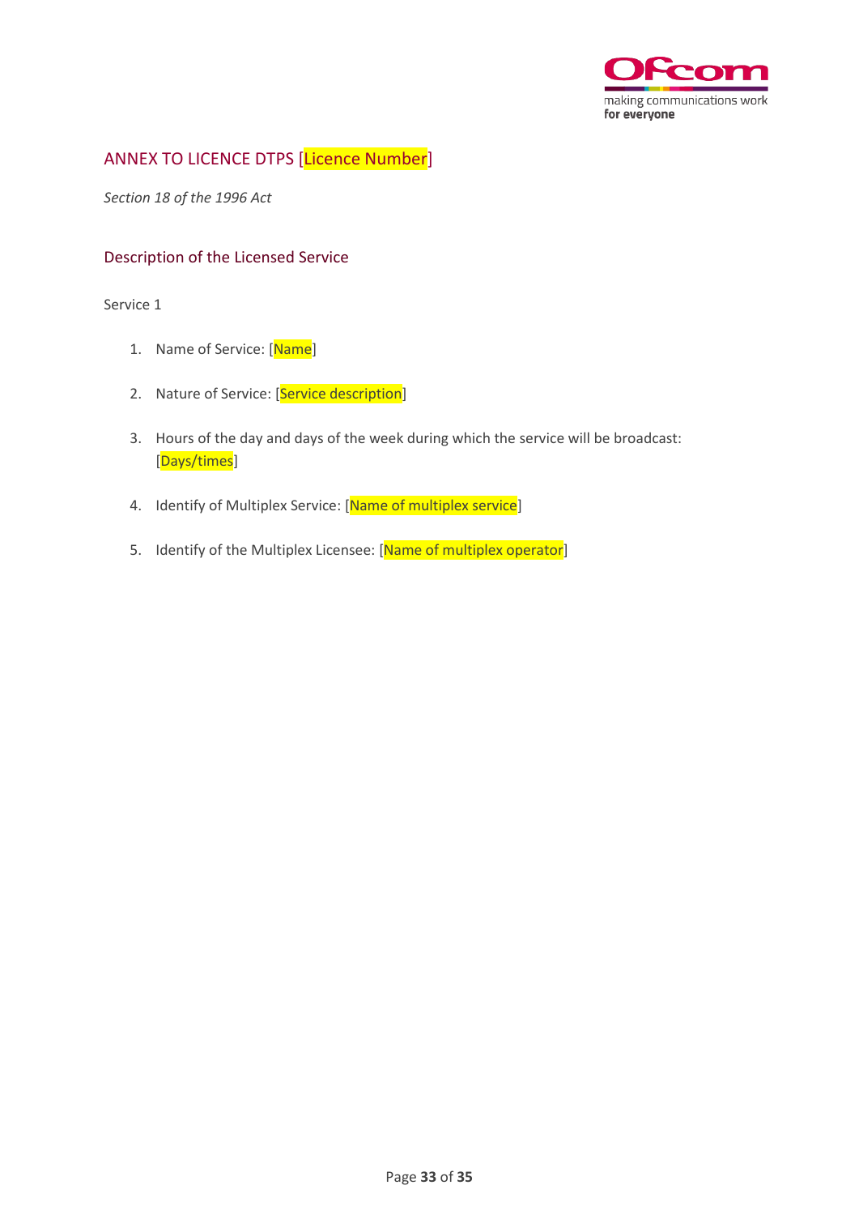## ANNEX TO LICENCE DTPS [Licence Number]

*Section 18 of the 1996 Act*

### Description of the Licensed Service

Service 1

1. Name of Service: [Name]
2. Nature of Service: [Service description]
3. Hours of the day and days of the week during which the service will be broadcast: [Days/times]
4. Identify of Multiplex Service: [Name of multiplex service]
5. Identify of the Multiplex Licensee: [Name of multiplex operator]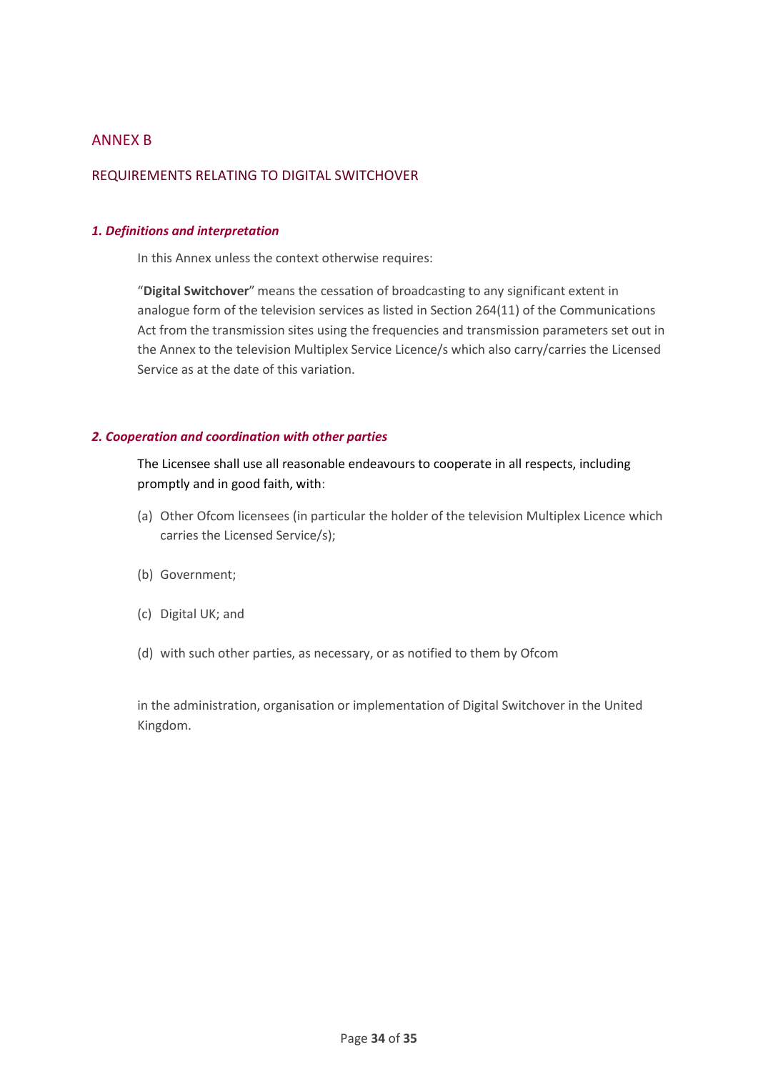## ANNEX B

## REQUIREMENTS RELATING TO DIGITAL SWITCHOVER

### *1. Definitions and interpretation*

In this Annex unless the context otherwise requires:

"**Digital Switchover**" means the cessation of broadcasting to any significant extent in analogue form of the television services as listed in Section 264(11) of the Communications Act from the transmission sites using the frequencies and transmission parameters set out in the Annex to the television Multiplex Service Licence/s which also carry/carries the Licensed Service as at the date of this variation.

### *2. Cooperation and coordination with other parties*

The Licensee shall use all reasonable endeavours to cooperate in all respects, including promptly and in good faith, with:

(a) Other Ofcom licensees (in particular the holder of the television Multiplex Licence which carries the Licensed Service/s);

(b) Government;

(c) Digital UK; and

(d) with such other parties, as necessary, or as notified to them by Ofcom

in the administration, organisation or implementation of Digital Switchover in the United Kingdom.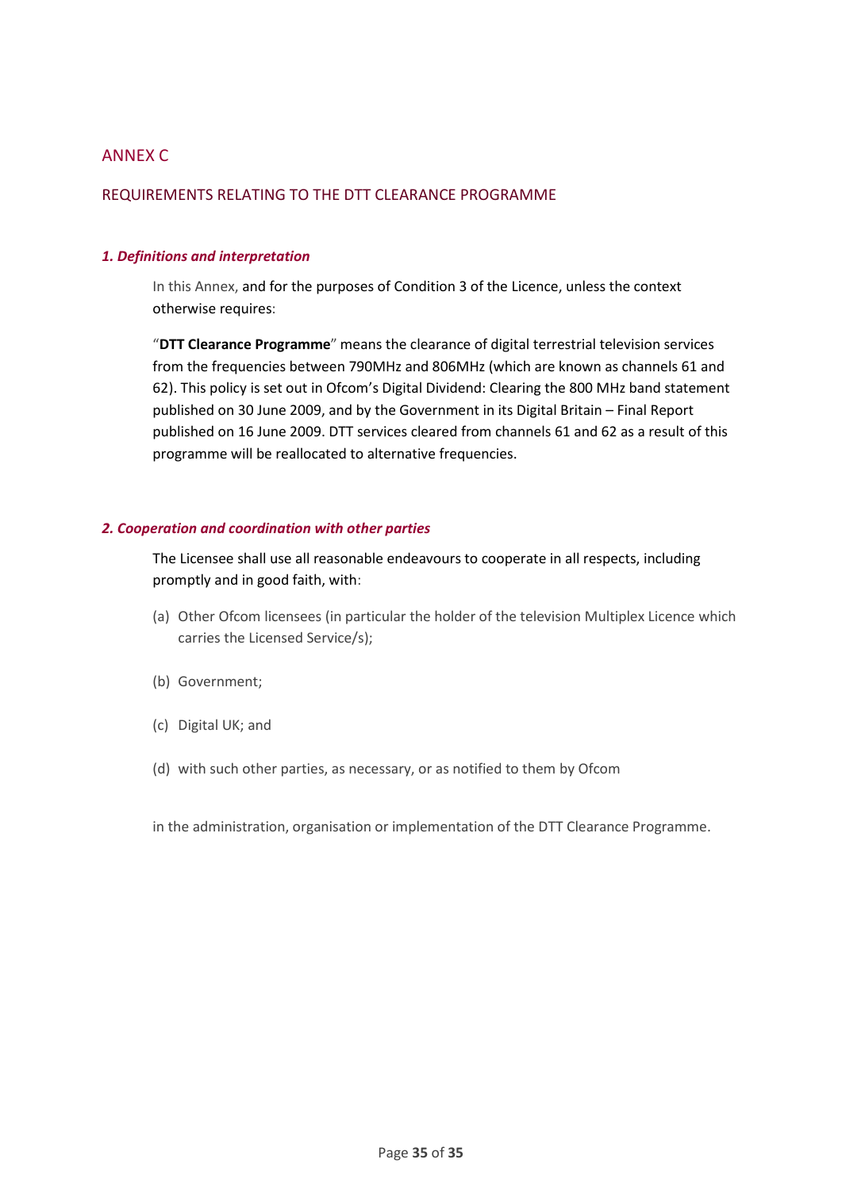## ANNEX C

## REQUIREMENTS RELATING TO THE DTT CLEARANCE PROGRAMME

### *1. Definitions and interpretation*

In this Annex, and for the purposes of Condition 3 of the Licence, unless the context otherwise requires:

"**DTT Clearance Programme**" means the clearance of digital terrestrial television services from the frequencies between 790MHz and 806MHz (which are known as channels 61 and 62). This policy is set out in Ofcom's Digital Dividend: Clearing the 800 MHz band statement published on 30 June 2009, and by the Government in its Digital Britain – Final Report published on 16 June 2009. DTT services cleared from channels 61 and 62 as a result of this programme will be reallocated to alternative frequencies.

### *2. Cooperation and coordination with other parties*

The Licensee shall use all reasonable endeavours to cooperate in all respects, including promptly and in good faith, with:

(a) Other Ofcom licensees (in particular the holder of the television Multiplex Licence which carries the Licensed Service/s);

(b) Government;

(c) Digital UK; and

(d) with such other parties, as necessary, or as notified to them by Ofcom

in the administration, organisation or implementation of the DTT Clearance Programme.